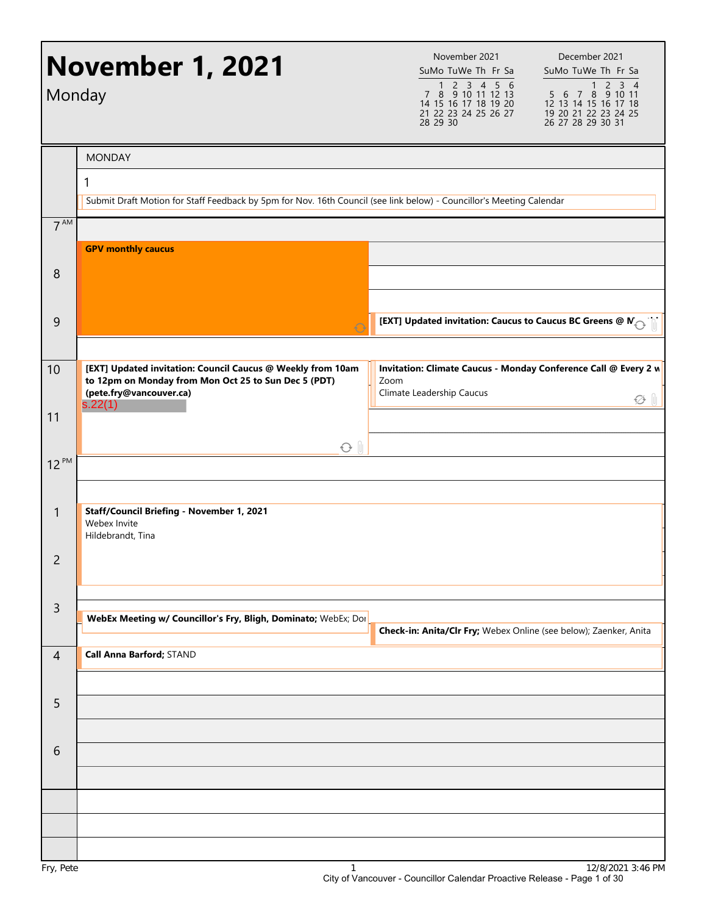# November 1, 2021

Monday

| November 2021 | | | | | | |
|---|---|---|---|---|---|---|
| Su | Mo | Tu | We | Th | Fr | Sa |
| | 1 | 2 | 3 | 4 | 5 | 6 |
| 7 | 8 | 9 | 10 | 11 | 12 | 13 |
| 14 | 15 | 16 | 17 | 18 | 19 | 20 |
| 21 | 22 | 23 | 24 | 25 | 26 | 27 |
| 28 | 29 | 30 | | | | |

| December 2021 | | | | | | |
|---|---|---|---|---|---|---|
| Su | Mo | Tu | We | Th | Fr | Sa |
| | | | 1 | 2 | 3 | 4 |
| 5 | 6 | 7 | 8 | 9 | 10 | 11 |
| 12 | 13 | 14 | 15 | 16 | 17 | 18 |
| 19 | 20 | 21 | 22 | 23 | 24 | 25 |
| 26 | 27 | 28 | 29 | 30 | 31 | |

MONDAY

1

Submit Draft Motion for Staff Feedback by 5pm for Nov. 16th Council (see link below) - Councillor's Meeting Calendar

**7 AM**

**GPV monthly caucus**

**9**

**[EXT] Updated invitation: Caucus to Caucus BC Greens @ M...**

**10**

**[EXT] Updated invitation: Council Caucus @ Weekly from 10am to 12pm on Monday from Mon Oct 25 to Sun Dec 5 (PDT) (pete.fry@vancouver.ca)**
s.22(1)

**Invitation: Climate Caucus - Monday Conference Call @ Every 2 w**
Zoom
Climate Leadership Caucus

**1 PM**

**Staff/Council Briefing - November 1, 2021**
Webex Invite
Hildebrandt, Tina

**3**

**WebEx Meeting w/ Councillor's Fry, Bligh, Dominato;** WebEx; Doı

**Check-in: Anita/Clr Fry;** Webex Online (see below); Zaenker, Anita

**4**

**Call Anna Barford;** STAND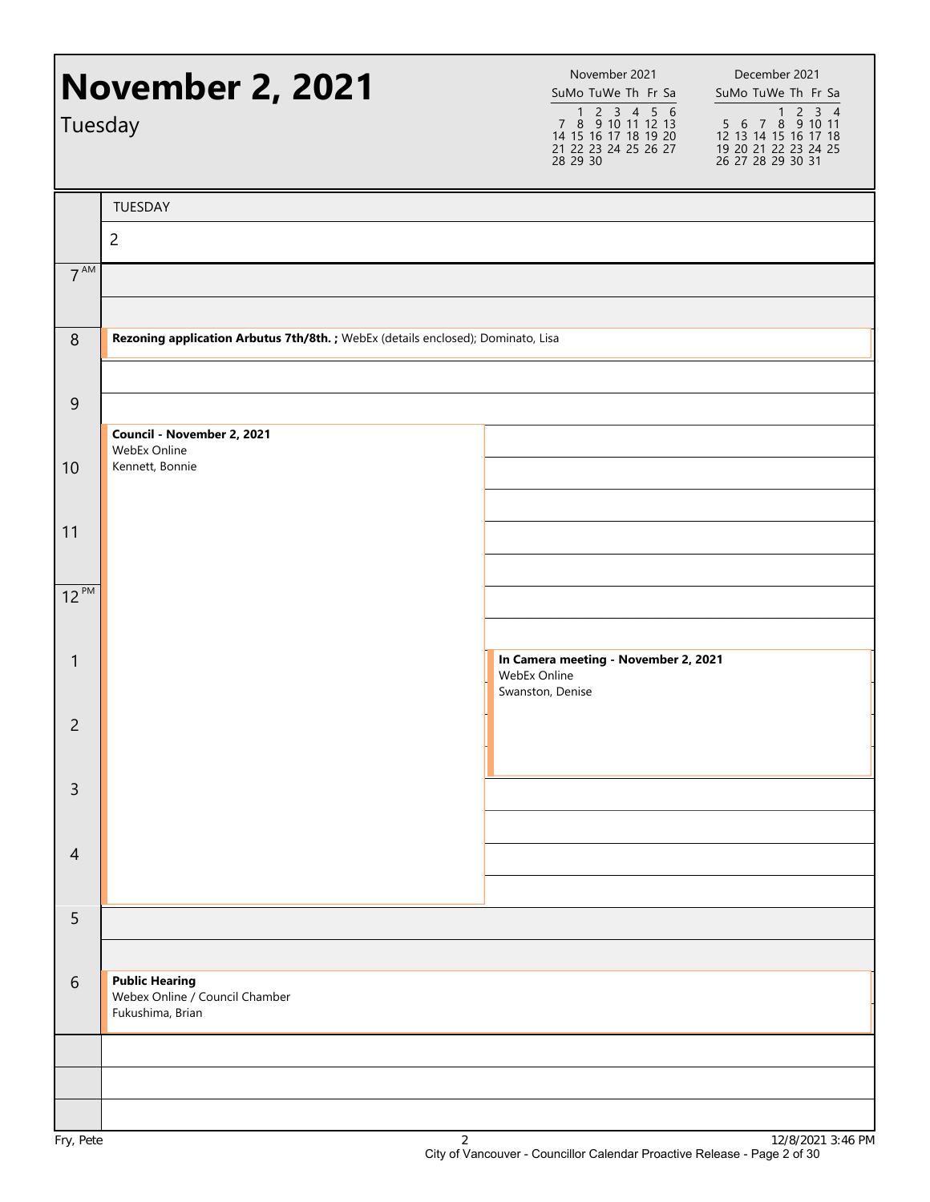# November 2, 2021

Tuesday

| November 2021 | | | | | | |
|---|---|---|---|---|---|---|
| Su | Mo | Tu | We | Th | Fr | Sa |
| | 1 | 2 | 3 | 4 | 5 | 6 |
| 7 | 8 | 9 | 10 | 11 | 12 | 13 |
| 14 | 15 | 16 | 17 | 18 | 19 | 20 |
| 21 | 22 | 23 | 24 | 25 | 26 | 27 |
| 28 | 29 | 30 | | | | |

| December 2021 | | | | | | |
|---|---|---|---|---|---|---|
| Su | Mo | Tu | We | Th | Fr | Sa |
| | | | 1 | 2 | 3 | 4 |
| 5 | 6 | 7 | 8 | 9 | 10 | 11 |
| 12 | 13 | 14 | 15 | 16 | 17 | 18 |
| 19 | 20 | 21 | 22 | 23 | 24 | 25 |
| 26 | 27 | 28 | 29 | 30 | 31 | |

TUESDAY 2

| Time | Event |
|---|---|
| 8 AM | **Rezoning application Arbutus 7th/8th. ;** WebEx (details enclosed); Dominato, Lisa |
| 9:30 AM – 4:30 PM | **Council - November 2, 2021**<br>WebEx Online<br>Kennett, Bonnie |
| 1 PM – 3 PM | **In Camera meeting - November 2, 2021**<br>WebEx Online<br>Swanston, Denise |
| 6 PM | **Public Hearing**<br>Webex Online / Council Chamber<br>Fukushima, Brian |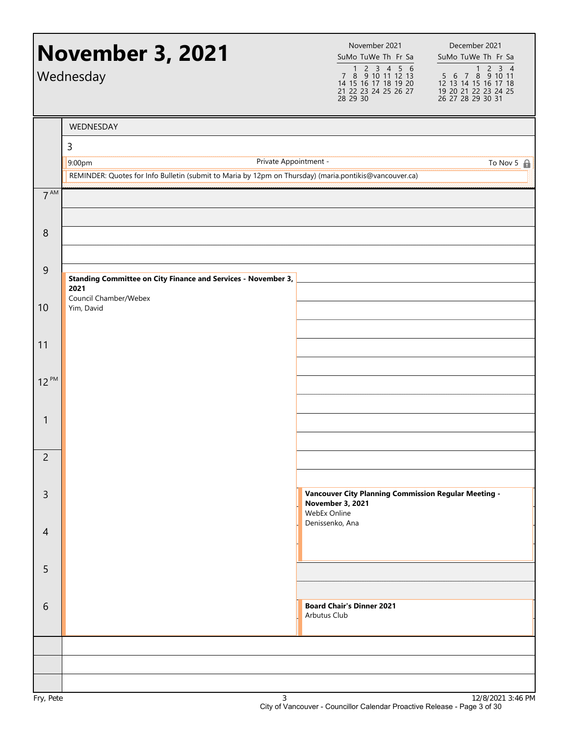# November 3, 2021

Wednesday

| November 2021 | | | | | | |
|---|---|---|---|---|---|---|
| Su | Mo | Tu | We | Th | Fr | Sa |
| | 1 | 2 | 3 | 4 | 5 | 6 |
| 7 | 8 | 9 | 10 | 11 | 12 | 13 |
| 14 | 15 | 16 | 17 | 18 | 19 | 20 |
| 21 | 22 | 23 | 24 | 25 | 26 | 27 |
| 28 | 29 | 30 | | | | |

| December 2021 | | | | | | |
|---|---|---|---|---|---|---|
| Su | Mo | Tu | We | Th | Fr | Sa |
| | | | 1 | 2 | 3 | 4 |
| 5 | 6 | 7 | 8 | 9 | 10 | 11 |
| 12 | 13 | 14 | 15 | 16 | 17 | 18 |
| 19 | 20 | 21 | 22 | 23 | 24 | 25 |
| 26 | 27 | 28 | 29 | 30 | 31 | |

## WEDNESDAY 3

**All-day / multi-day:**

- 9:00pm — Private Appointment - (To Nov 5)
- REMINDER: Quotes for Info Bulletin (submit to Maria by 12pm on Thursday) (maria.pontikis@vancouver.ca)

**Schedule:**

- **9:00 AM – 7:00 PM** — **Standing Committee on City Finance and Services - November 3, 2021**
  Council Chamber/Webex
  Yim, David
- **3:00 PM – 5:00 PM** — **Vancouver City Planning Commission Regular Meeting - November 3, 2021**
  WebEx Online
  Denissenko, Ana
- **6:00 PM – 7:00 PM** — **Board Chair's Dinner 2021**
  Arbutus Club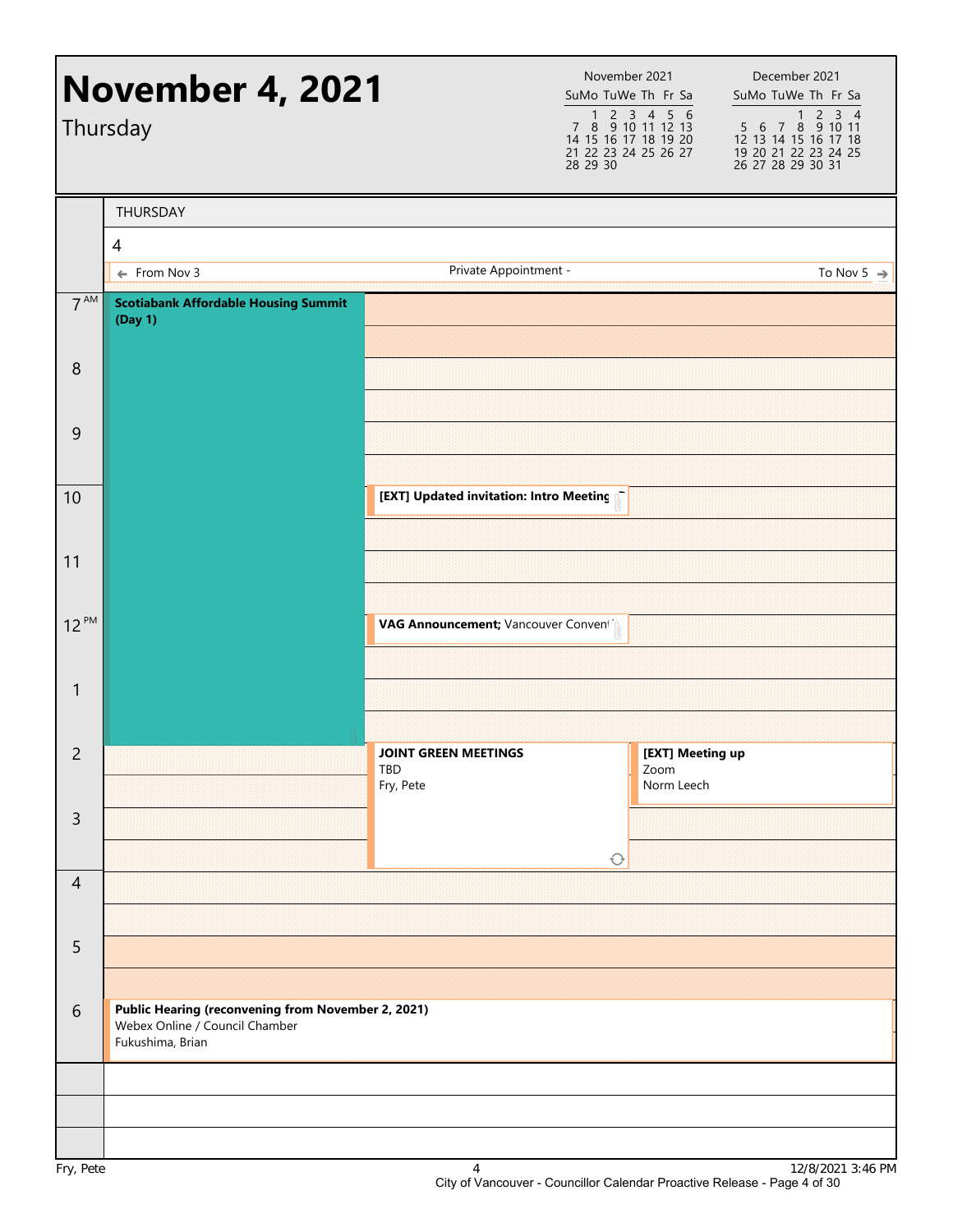# November 4, 2021

Thursday

| November 2021 | | | | | | |
|---|---|---|---|---|---|---|
| Su | Mo | Tu | We | Th | Fr | Sa |
| | 1 | 2 | 3 | 4 | 5 | 6 |
| 7 | 8 | 9 | 10 | 11 | 12 | 13 |
| 14 | 15 | 16 | 17 | 18 | 19 | 20 |
| 21 | 22 | 23 | 24 | 25 | 26 | 27 |
| 28 | 29 | 30 | | | | |

| December 2021 | | | | | | |
|---|---|---|---|---|---|---|
| Su | Mo | Tu | We | Th | Fr | Sa |
| | | | 1 | 2 | 3 | 4 |
| 5 | 6 | 7 | 8 | 9 | 10 | 11 |
| 12 | 13 | 14 | 15 | 16 | 17 | 18 |
| 19 | 20 | 21 | 22 | 23 | 24 | 25 |
| 26 | 27 | 28 | 29 | 30 | 31 | |

THURSDAY

4

← From Nov 3 — Private Appointment - — To Nov 5 →

| Time | Events |
|---|---|
| 7 AM | **Scotiabank Affordable Housing Summit (Day 1)** (7 AM – 2 PM) |
| 10 | **[EXT] Updated invitation: Intro Meeting** |
| 12 PM | **VAG Announcement;** Vancouver Convent |
| 2 | **JOINT GREEN MEETINGS**<br>TBD<br>Fry, Pete |
| 2 | **[EXT] Meeting up**<br>Zoom<br>Norm Leech |
| 6 | **Public Hearing (reconvening from November 2, 2021)**<br>Webex Online / Council Chamber<br>Fukushima, Brian |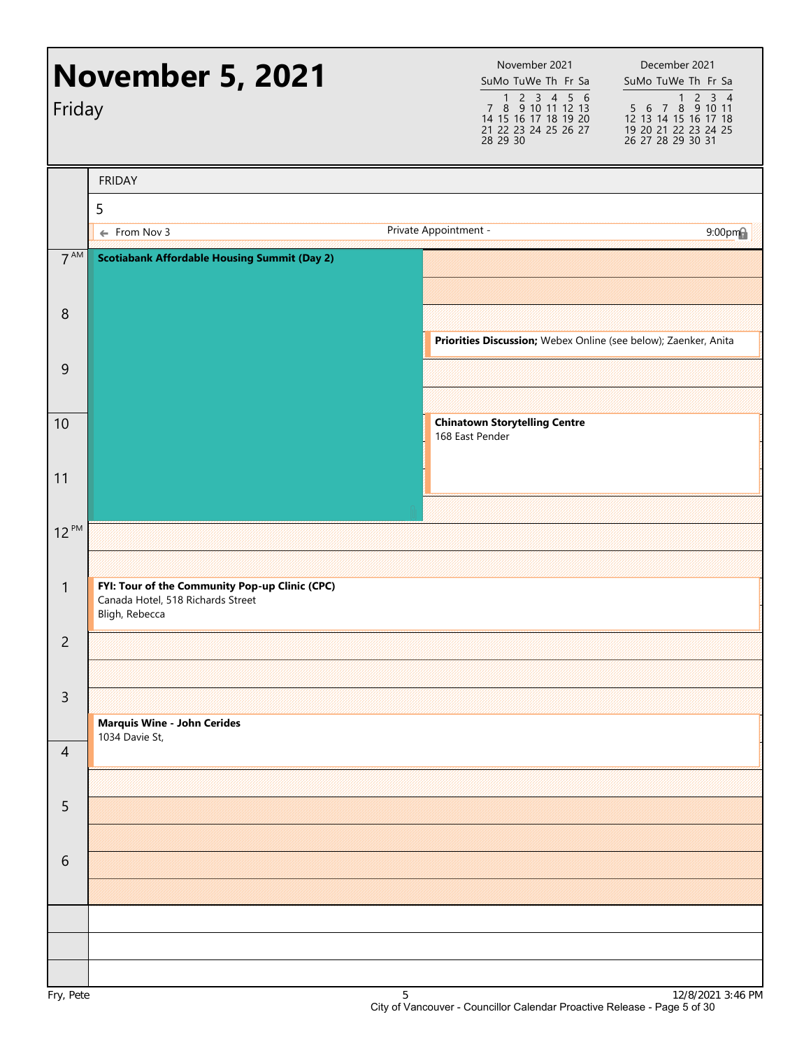# November 5, 2021

Friday

| November 2021 | | | | | | |
|---|---|---|---|---|---|---|
| Su | Mo | Tu | We | Th | Fr | Sa |
| | 1 | 2 | 3 | 4 | 5 | 6 |
| 7 | 8 | 9 | 10 | 11 | 12 | 13 |
| 14 | 15 | 16 | 17 | 18 | 19 | 20 |
| 21 | 22 | 23 | 24 | 25 | 26 | 27 |
| 28 | 29 | 30 | | | | |

| December 2021 | | | | | | |
|---|---|---|---|---|---|---|
| Su | Mo | Tu | We | Th | Fr | Sa |
| | | | 1 | 2 | 3 | 4 |
| 5 | 6 | 7 | 8 | 9 | 10 | 11 |
| 12 | 13 | 14 | 15 | 16 | 17 | 18 |
| 19 | 20 | 21 | 22 | 23 | 24 | 25 |
| 26 | 27 | 28 | 29 | 30 | 31 | |

FRIDAY

5

← From Nov 3 — Private Appointment - — 9:00pm

| Time | Event |
|---|---|
| 7 AM – 12 PM | **Scotiabank Affordable Housing Summit (Day 2)** |
| 8:30 AM | **Priorities Discussion;** Webex Online (see below); Zaenker, Anita |
| 10 AM | **Chinatown Storytelling Centre**<br>168 East Pender |
| 1 PM | **FYI: Tour of the Community Pop-up Clinic (CPC)**<br>Canada Hotel, 518 Richards Street<br>Bligh, Rebecca |
| 3:30 PM | **Marquis Wine - John Cerides**<br>1034 Davie St, |

Fry, Pete

12/8/2021 3:46 PM

City of Vancouver - Councillor Calendar Proactive Release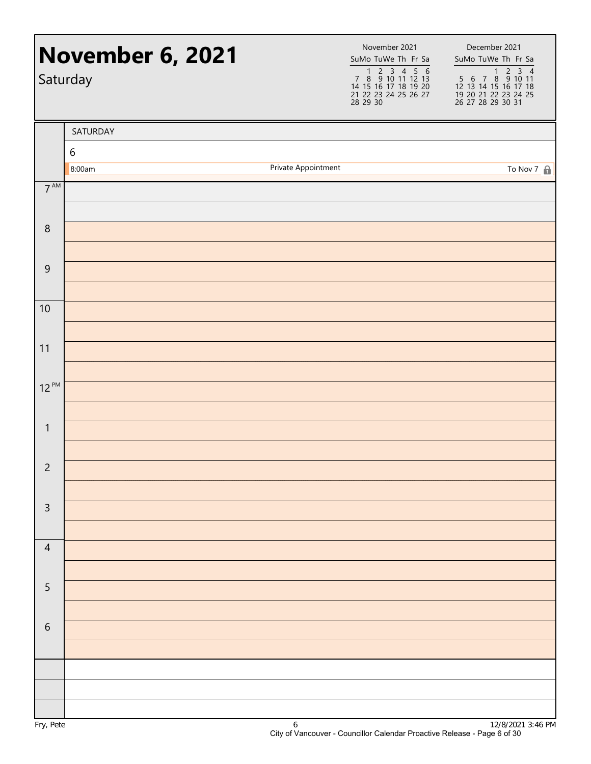# November 6, 2021

Saturday

| November 2021 | | | | | | |
|---|---|---|---|---|---|---|
| Su | Mo | Tu | We | Th | Fr | Sa |
| | 1 | 2 | 3 | 4 | 5 | 6 |
| 7 | 8 | 9 | 10 | 11 | 12 | 13 |
| 14 | 15 | 16 | 17 | 18 | 19 | 20 |
| 21 | 22 | 23 | 24 | 25 | 26 | 27 |
| 28 | 29 | 30 | | | | |

| December 2021 | | | | | | |
|---|---|---|---|---|---|---|
| Su | Mo | Tu | We | Th | Fr | Sa |
| | | | 1 | 2 | 3 | 4 |
| 5 | 6 | 7 | 8 | 9 | 10 | 11 |
| 12 | 13 | 14 | 15 | 16 | 17 | 18 |
| 19 | 20 | 21 | 22 | 23 | 24 | 25 |
| 26 | 27 | 28 | 29 | 30 | 31 | |

SATURDAY

6

| Time | Event | |
|---|---|---|
| 8:00am | Private Appointment | To Nov 7 |

| Time | |
|---|---|
| 7 AM | |
| 8 | |
| 9 | |
| 10 | |
| 11 | |
| 12 PM | |
| 1 | |
| 2 | |
| 3 | |
| 4 | |
| 5 | |
| 6 | |

Fry, Pete

12/8/2021 3:46 PM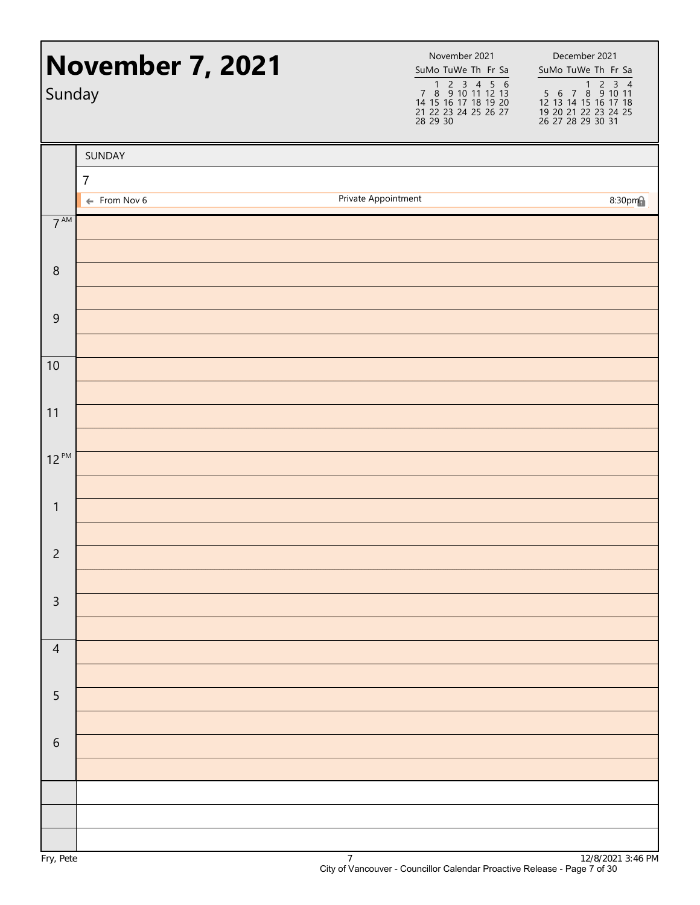# November 7, 2021

Sunday

| November 2021 | | | | | | |
|---|---|---|---|---|---|---|
| Su | Mo | Tu | We | Th | Fr | Sa |
| | 1 | 2 | 3 | 4 | 5 | 6 |
| 7 | 8 | 9 | 10 | 11 | 12 | 13 |
| 14 | 15 | 16 | 17 | 18 | 19 | 20 |
| 21 | 22 | 23 | 24 | 25 | 26 | 27 |
| 28 | 29 | 30 | | | | |

| December 2021 | | | | | | |
|---|---|---|---|---|---|---|
| Su | Mo | Tu | We | Th | Fr | Sa |
| | | | 1 | 2 | 3 | 4 |
| 5 | 6 | 7 | 8 | 9 | 10 | 11 |
| 12 | 13 | 14 | 15 | 16 | 17 | 18 |
| 19 | 20 | 21 | 22 | 23 | 24 | 25 |
| 26 | 27 | 28 | 29 | 30 | 31 | |

SUNDAY

7

← From Nov 6 — Private Appointment — 8:30pm

| Time | |
|---|---|
| 7 AM | |
| 8 | |
| 9 | |
| 10 | |
| 11 | |
| 12 PM | |
| 1 | |
| 2 | |
| 3 | |
| 4 | |
| 5 | |
| 6 | |

Fry, Pete

12/8/2021 3:46 PM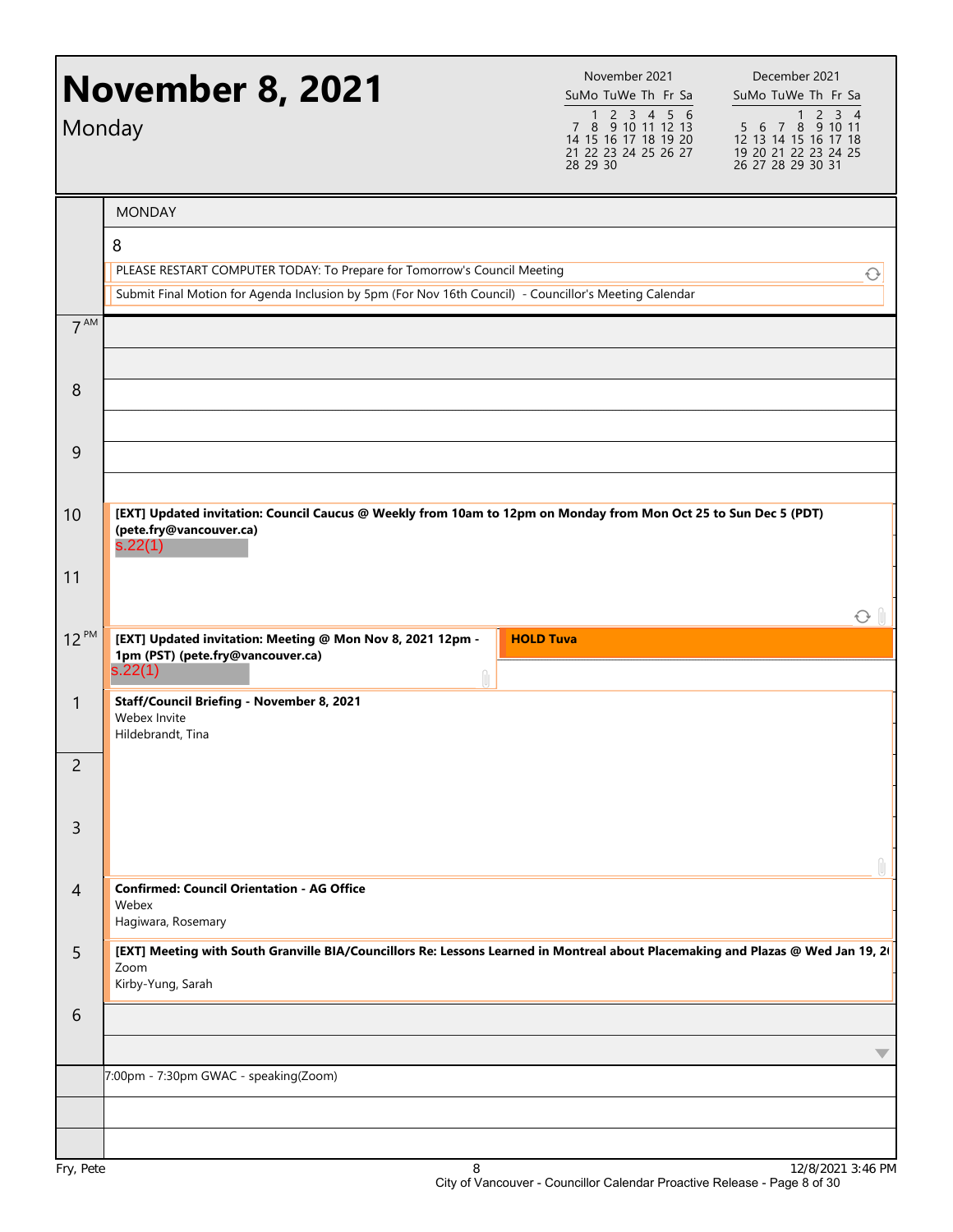# November 8, 2021

Monday

| November 2021 | | | | | | |
|---|---|---|---|---|---|---|
| Su | Mo | Tu | We | Th | Fr | Sa |
| | 1 | 2 | 3 | 4 | 5 | 6 |
| 7 | 8 | 9 | 10 | 11 | 12 | 13 |
| 14 | 15 | 16 | 17 | 18 | 19 | 20 |
| 21 | 22 | 23 | 24 | 25 | 26 | 27 |
| 28 | 29 | 30 | | | | |

| December 2021 | | | | | | |
|---|---|---|---|---|---|---|
| Su | Mo | Tu | We | Th | Fr | Sa |
| | | | 1 | 2 | 3 | 4 |
| 5 | 6 | 7 | 8 | 9 | 10 | 11 |
| 12 | 13 | 14 | 15 | 16 | 17 | 18 |
| 19 | 20 | 21 | 22 | 23 | 24 | 25 |
| 26 | 27 | 28 | 29 | 30 | 31 | |

MONDAY

8

- PLEASE RESTART COMPUTER TODAY: To Prepare for Tomorrow's Council Meeting
- Submit Final Motion for Agenda Inclusion by 5pm (For Nov 16th Council) - Councillor's Meeting Calendar

| Time | Event |
|---|---|
| 7 AM | |
| 8 | |
| 9 | |
| 10 | **[EXT] Updated invitation: Council Caucus @ Weekly from 10am to 12pm on Monday from Mon Oct 25 to Sun Dec 5 (PDT) (pete.fry@vancouver.ca)** s.22(1) |
| 11 | |
| 12 PM | **[EXT] Updated invitation: Meeting @ Mon Nov 8, 2021 12pm - 1pm (PST) (pete.fry@vancouver.ca)** s.22(1) |
| 12 PM | **HOLD Tuva** |
| 1 | **Staff/Council Briefing - November 8, 2021** Webex Invite Hildebrandt, Tina |
| 2 | |
| 3 | |
| 4 | **Confirmed: Council Orientation - AG Office** Webex Hagiwara, Rosemary |
| 5 | **[EXT] Meeting with South Granville BIA/Councillors Re: Lessons Learned in Montreal about Placemaking and Plazas @ Wed Jan 19, 2(** Zoom Kirby-Yung, Sarah |
| 6 | |

7:00pm - 7:30pm GWAC - speaking(Zoom)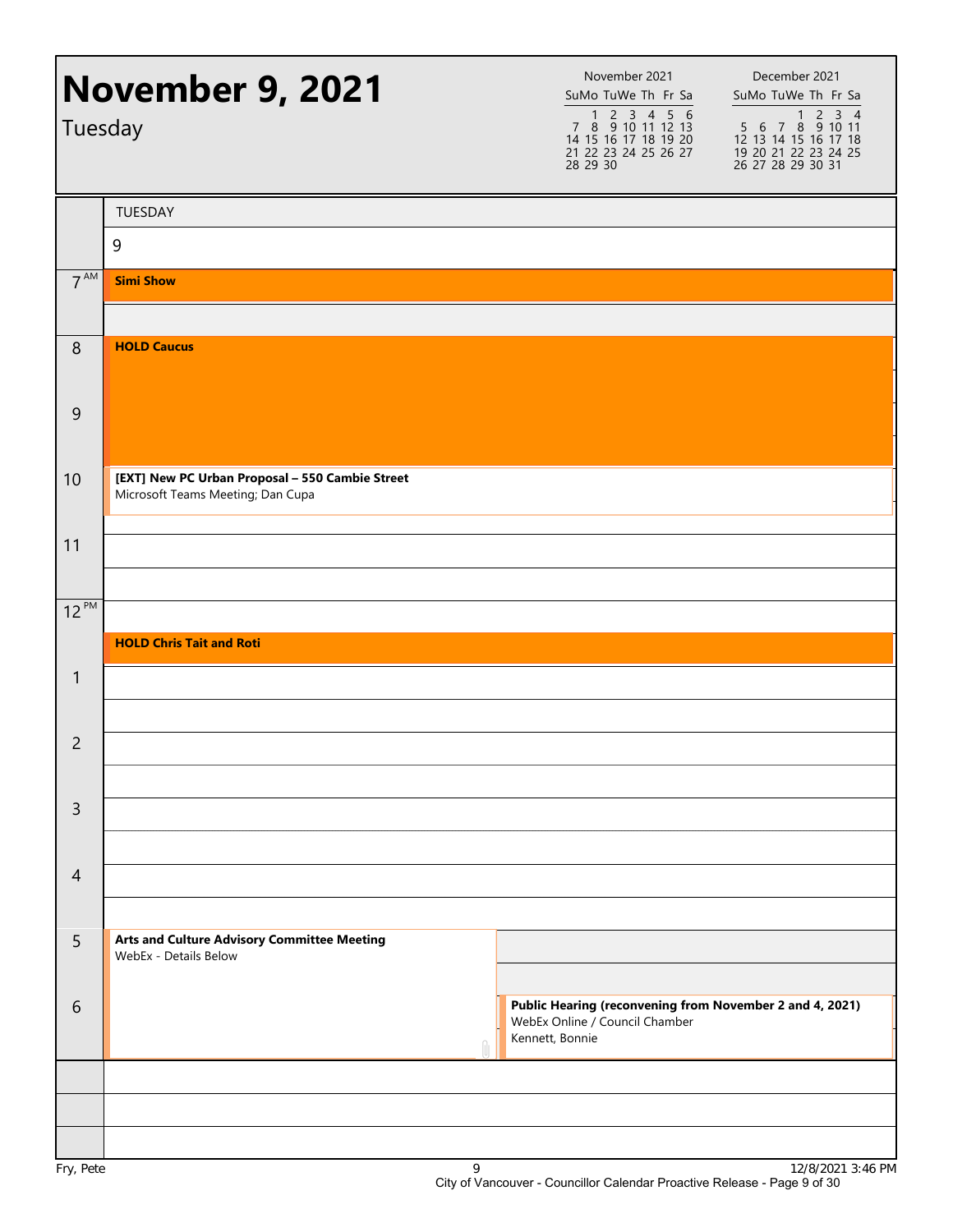# November 9, 2021

Tuesday

| November 2021 | | | | | | |
|---|---|---|---|---|---|---|
| Su | Mo | Tu | We | Th | Fr | Sa |
| | 1 | 2 | 3 | 4 | 5 | 6 |
| 7 | 8 | 9 | 10 | 11 | 12 | 13 |
| 14 | 15 | 16 | 17 | 18 | 19 | 20 |
| 21 | 22 | 23 | 24 | 25 | 26 | 27 |
| 28 | 29 | 30 | | | | |

| December 2021 | | | | | | |
|---|---|---|---|---|---|---|
| Su | Mo | Tu | We | Th | Fr | Sa |
| | | | 1 | 2 | 3 | 4 |
| 5 | 6 | 7 | 8 | 9 | 10 | 11 |
| 12 | 13 | 14 | 15 | 16 | 17 | 18 |
| 19 | 20 | 21 | 22 | 23 | 24 | 25 |
| 26 | 27 | 28 | 29 | 30 | 31 | |

TUESDAY 9

| Time | Event |
|---|---|
| 7 AM | **Simi Show** |
| 8 | **HOLD Caucus** |
| 10 | **[EXT] New PC Urban Proposal – 550 Cambie Street**<br>Microsoft Teams Meeting; Dan Cupa |
| 12:30 PM | **HOLD Chris Tait and Roti** |
| 5 | **Arts and Culture Advisory Committee Meeting**<br>WebEx - Details Below |
| 6 | **Public Hearing (reconvening from November 2 and 4, 2021)**<br>WebEx Online / Council Chamber<br>Kennett, Bonnie |

Fry, Pete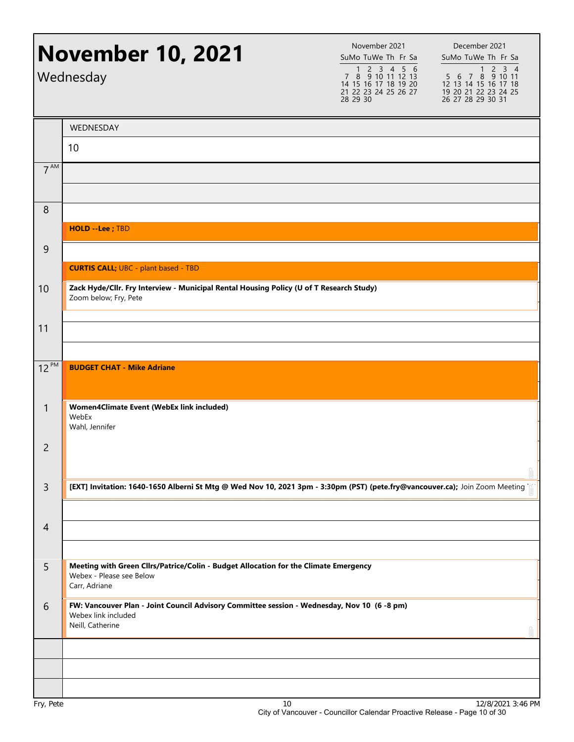# November 10, 2021

Wednesday

| November 2021 | | | | | | |
|---|---|---|---|---|---|---|
| Su | Mo | Tu | We | Th | Fr | Sa |
| | 1 | 2 | 3 | 4 | 5 | 6 |
| 7 | 8 | 9 | 10 | 11 | 12 | 13 |
| 14 | 15 | 16 | 17 | 18 | 19 | 20 |
| 21 | 22 | 23 | 24 | 25 | 26 | 27 |
| 28 | 29 | 30 | | | | |

| December 2021 | | | | | | |
|---|---|---|---|---|---|---|
| Su | Mo | Tu | We | Th | Fr | Sa |
| | | | 1 | 2 | 3 | 4 |
| 5 | 6 | 7 | 8 | 9 | 10 | 11 |
| 12 | 13 | 14 | 15 | 16 | 17 | 18 |
| 19 | 20 | 21 | 22 | 23 | 24 | 25 |
| 26 | 27 | 28 | 29 | 30 | 31 | |

| Time | WEDNESDAY 10 |
|---|---|
| 7 AM | |
| 8 | |
| 8:30 | **HOLD --Lee ;** TBD |
| 9 | |
| 9:30 | **CURTIS CALL;** UBC - plant based - TBD |
| 10 | **Zack Hyde/Cllr. Fry Interview - Municipal Rental Housing Policy (U of T Research Study)** Zoom below; Fry, Pete |
| 11 | |
| 12 PM | **BUDGET CHAT - Mike Adriane** |
| 1 | **Women4Climate Event (WebEx link included)** WebEx Wahl, Jennifer |
| 2 | |
| 3 | **[EXT] Invitation: 1640-1650 Alberni St Mtg @ Wed Nov 10, 2021 3pm - 3:30pm (PST) (pete.fry@vancouver.ca);** Join Zoom Meeting |
| 4 | |
| 5 | **Meeting with Green Cllrs/Patrice/Colin - Budget Allocation for the Climate Emergency** Webex - Please see Below Carr, Adriane |
| 6 | **FW: Vancouver Plan - Joint Council Advisory Committee session - Wednesday, Nov 10 (6 -8 pm)** Webex link included Neill, Catherine |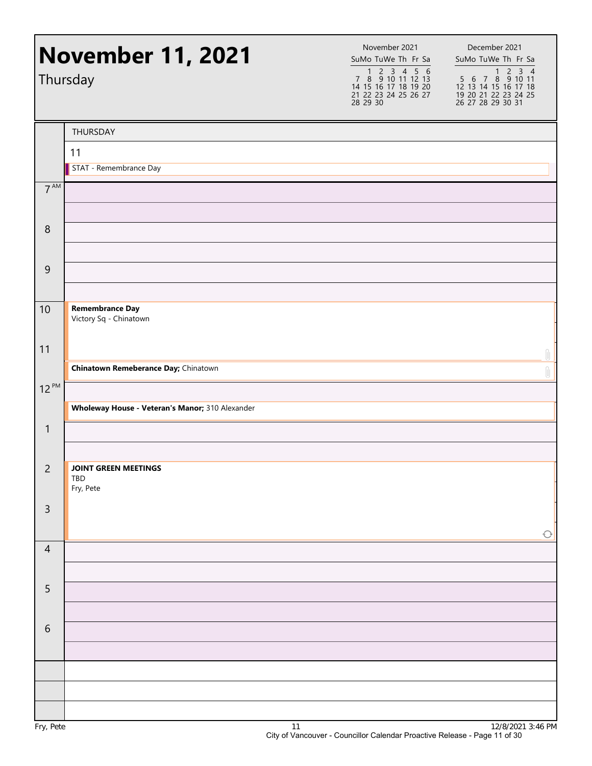# November 12, 2021 

Wait—correcting:

# November 11, 2021

Thursday

| November 2021 | | | | | | |
|---|---|---|---|---|---|---|
| Su | Mo | Tu | We | Th | Fr | Sa |
| | 1 | 2 | 3 | 4 | 5 | 6 |
| 7 | 8 | 9 | 10 | 11 | 12 | 13 |
| 14 | 15 | 16 | 17 | 18 | 19 | 20 |
| 21 | 22 | 23 | 24 | 25 | 26 | 27 |
| 28 | 29 | 30 | | | | |

| December 2021 | | | | | | |
|---|---|---|---|---|---|---|
| Su | Mo | Tu | We | Th | Fr | Sa |
| | | | 1 | 2 | 3 | 4 |
| 5 | 6 | 7 | 8 | 9 | 10 | 11 |
| 12 | 13 | 14 | 15 | 16 | 17 | 18 |
| 19 | 20 | 21 | 22 | 23 | 24 | 25 |
| 26 | 27 | 28 | 29 | 30 | 31 | |

THURSDAY

11

STAT - Remembrance Day

| Time | Event |
|---|---|
| 7 AM | |
| 8 | |
| 9 | |
| 10 | **Remembrance Day** Victory Sq - Chinatown |
| 11 | |
| 11:30 | **Chinatown Remeberance Day;** Chinatown |
| 12 PM | |
| 12:30 | **Wholeway House - Veteran's Manor;** 310 Alexander |
| 1 | |
| 2 | **JOINT GREEN MEETINGS** TBD Fry, Pete |
| 3 | |
| 4 | |
| 5 | |
| 6 | |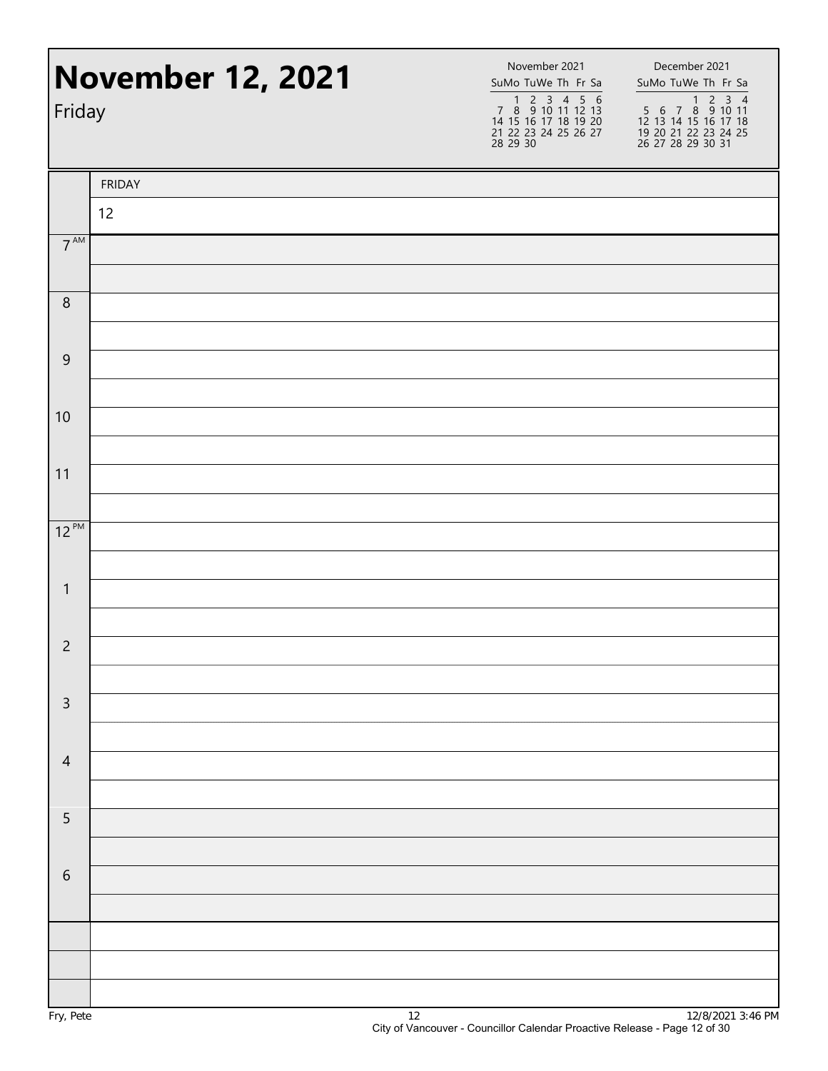# November 12, 2021

Friday

| November 2021 | | | | | | |
|---|---|---|---|---|---|---|
| Su | Mo | Tu | We | Th | Fr | Sa |
| | 1 | 2 | 3 | 4 | 5 | 6 |
| 7 | 8 | 9 | 10 | 11 | 12 | 13 |
| 14 | 15 | 16 | 17 | 18 | 19 | 20 |
| 21 | 22 | 23 | 24 | 25 | 26 | 27 |
| 28 | 29 | 30 | | | | |

| December 2021 | | | | | | |
|---|---|---|---|---|---|---|
| Su | Mo | Tu | We | Th | Fr | Sa |
| | | | 1 | 2 | 3 | 4 |
| 5 | 6 | 7 | 8 | 9 | 10 | 11 |
| 12 | 13 | 14 | 15 | 16 | 17 | 18 |
| 19 | 20 | 21 | 22 | 23 | 24 | 25 |
| 26 | 27 | 28 | 29 | 30 | 31 | |

| | FRIDAY |
|---|---|
| | 12 |
| 7 AM | |
| 8 | |
| 9 | |
| 10 | |
| 11 | |
| 12 PM | |
| 1 | |
| 2 | |
| 3 | |
| 4 | |
| 5 | |
| 6 | |

Fry, Pete

12/8/2021 3:46 PM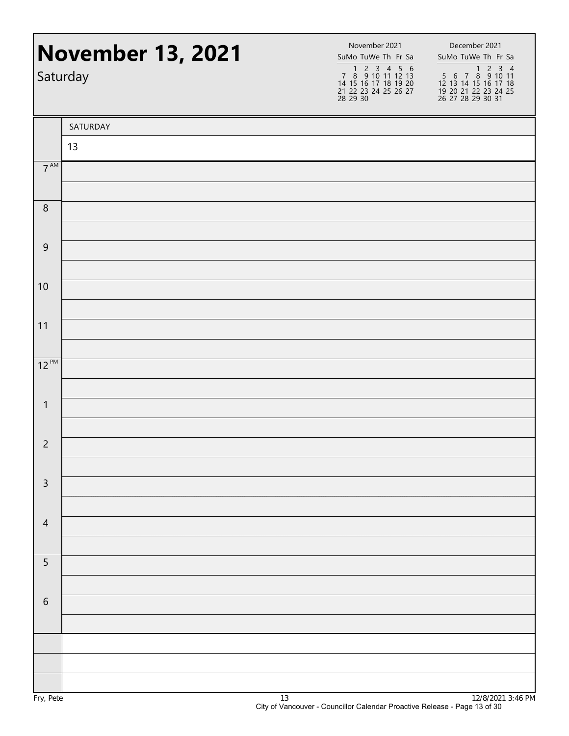# November 13, 2021

Saturday

| November 2021 | | | | | | |
|---|---|---|---|---|---|---|
| Su | Mo | Tu | We | Th | Fr | Sa |
| | 1 | 2 | 3 | 4 | 5 | 6 |
| 7 | 8 | 9 | 10 | 11 | 12 | 13 |
| 14 | 15 | 16 | 17 | 18 | 19 | 20 |
| 21 | 22 | 23 | 24 | 25 | 26 | 27 |
| 28 | 29 | 30 | | | | |

| December 2021 | | | | | | |
|---|---|---|---|---|---|---|
| Su | Mo | Tu | We | Th | Fr | Sa |
| | | | 1 | 2 | 3 | 4 |
| 5 | 6 | 7 | 8 | 9 | 10 | 11 |
| 12 | 13 | 14 | 15 | 16 | 17 | 18 |
| 19 | 20 | 21 | 22 | 23 | 24 | 25 |
| 26 | 27 | 28 | 29 | 30 | 31 | |

| | SATURDAY |
|---|---|
| | 13 |
| 7 AM | |
| 8 | |
| 9 | |
| 10 | |
| 11 | |
| 12 PM | |
| 1 | |
| 2 | |
| 3 | |
| 4 | |
| 5 | |
| 6 | |

Fry, Pete

12/8/2021 3:46 PM

City of Vancouver - Councillor Calendar Proactive Release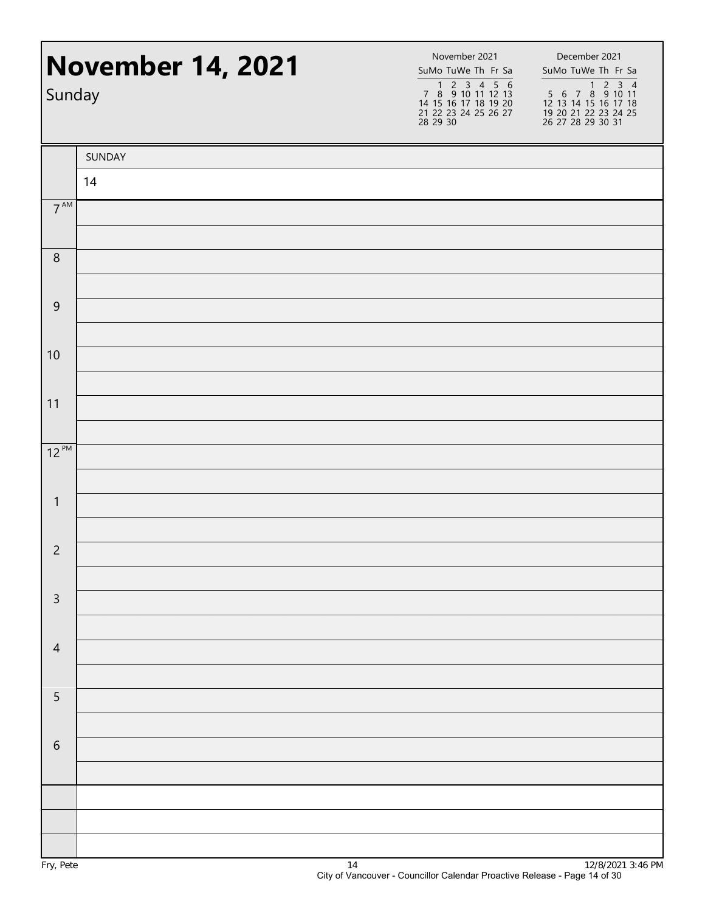# November 14, 2021

Sunday

| November 2021 | | | | | | |
|---|---|---|---|---|---|---|
| Su | Mo | Tu | We | Th | Fr | Sa |
| | 1 | 2 | 3 | 4 | 5 | 6 |
| 7 | 8 | 9 | 10 | 11 | 12 | 13 |
| 14 | 15 | 16 | 17 | 18 | 19 | 20 |
| 21 | 22 | 23 | 24 | 25 | 26 | 27 |
| 28 | 29 | 30 | | | | |

| December 2021 | | | | | | |
|---|---|---|---|---|---|---|
| Su | Mo | Tu | We | Th | Fr | Sa |
| | | | 1 | 2 | 3 | 4 |
| 5 | 6 | 7 | 8 | 9 | 10 | 11 |
| 12 | 13 | 14 | 15 | 16 | 17 | 18 |
| 19 | 20 | 21 | 22 | 23 | 24 | 25 |
| 26 | 27 | 28 | 29 | 30 | 31 | |

| | SUNDAY |
|---|---|
| | 14 |
| 7 AM | |
| 8 | |
| 9 | |
| 10 | |
| 11 | |
| 12 PM | |
| 1 | |
| 2 | |
| 3 | |
| 4 | |
| 5 | |
| 6 | |

Fry, Pete

12/8/2021 3:46 PM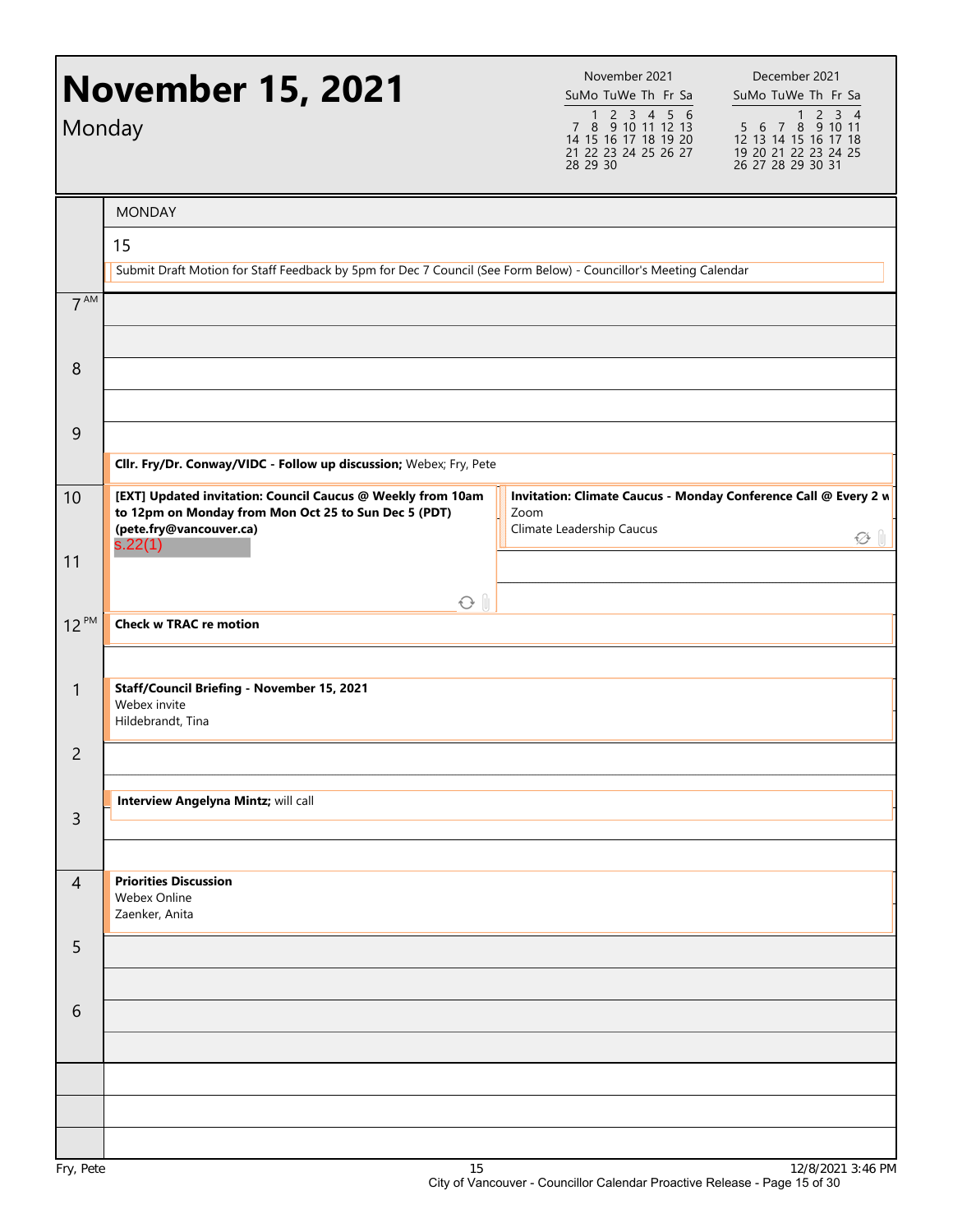# November 15, 2021

Monday

| November 2021 | | | | | | |
|---|---|---|---|---|---|---|
| Su | Mo | Tu | We | Th | Fr | Sa |
| | 1 | 2 | 3 | 4 | 5 | 6 |
| 7 | 8 | 9 | 10 | 11 | 12 | 13 |
| 14 | 15 | 16 | 17 | 18 | 19 | 20 |
| 21 | 22 | 23 | 24 | 25 | 26 | 27 |
| 28 | 29 | 30 | | | | |

| December 2021 | | | | | | |
|---|---|---|---|---|---|---|
| Su | Mo | Tu | We | Th | Fr | Sa |
| | | | 1 | 2 | 3 | 4 |
| 5 | 6 | 7 | 8 | 9 | 10 | 11 |
| 12 | 13 | 14 | 15 | 16 | 17 | 18 |
| 19 | 20 | 21 | 22 | 23 | 24 | 25 |
| 26 | 27 | 28 | 29 | 30 | 31 | |

MONDAY

15

Submit Draft Motion for Staff Feedback by 5pm for Dec 7 Council (See Form Below) - Councillor's Meeting Calendar

| Time | Event |
|---|---|
| 7 AM | |
| 8 | |
| 9 | |
| 9:30 | **Cllr. Fry/Dr. Conway/VIDC - Follow up discussion;** Webex; Fry, Pete |
| 10 | **[EXT] Updated invitation: Council Caucus @ Weekly from 10am to 12pm on Monday from Mon Oct 25 to Sun Dec 5 (PDT) (pete.fry@vancouver.ca)** s.22(1) |
| 10 | **Invitation: Climate Caucus - Monday Conference Call @ Every 2 w** Zoom Climate Leadership Caucus |
| 11 | |
| 12 PM | **Check w TRAC re motion** |
| 1 | **Staff/Council Briefing - November 15, 2021** Webex invite Hildebrandt, Tina |
| 2 | |
| 2:30 | **Interview Angelyna Mintz;** will call |
| 3 | |
| 4 | **Priorities Discussion** Webex Online Zaenker, Anita |
| 5 | |
| 6 | |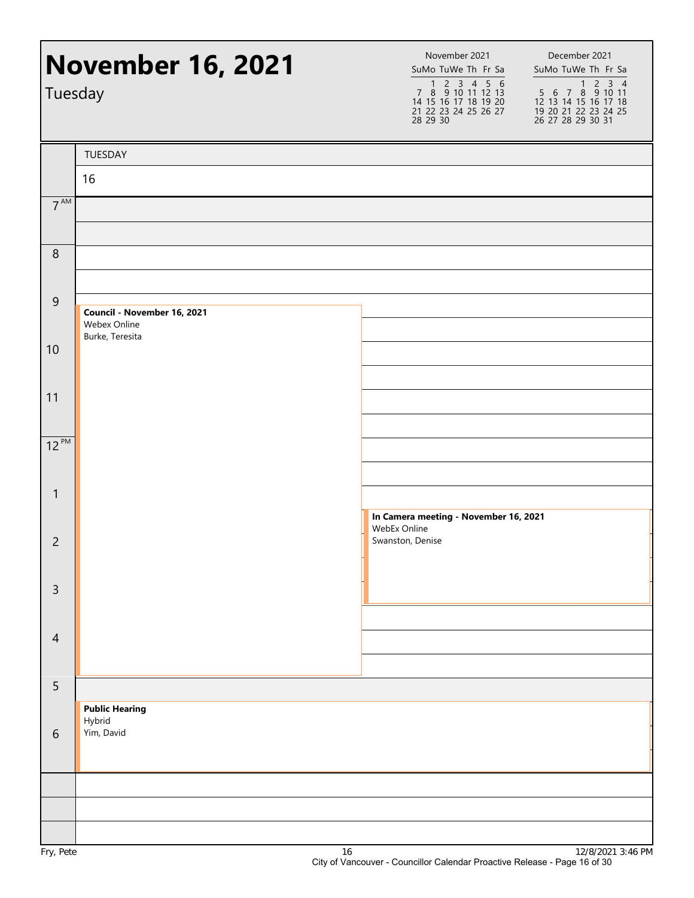# November 16, 2021

Tuesday

| November 2021 | | | | | | |
|---|---|---|---|---|---|---|
| Su | Mo | Tu | We | Th | Fr | Sa |
| | 1 | 2 | 3 | 4 | 5 | 6 |
| 7 | 8 | 9 | 10 | 11 | 12 | 13 |
| 14 | 15 | 16 | 17 | 18 | 19 | 20 |
| 21 | 22 | 23 | 24 | 25 | 26 | 27 |
| 28 | 29 | 30 | | | | |

| December 2021 | | | | | | |
|---|---|---|---|---|---|---|
| Su | Mo | Tu | We | Th | Fr | Sa |
| | | | 1 | 2 | 3 | 4 |
| 5 | 6 | 7 | 8 | 9 | 10 | 11 |
| 12 | 13 | 14 | 15 | 16 | 17 | 18 |
| 19 | 20 | 21 | 22 | 23 | 24 | 25 |
| 26 | 27 | 28 | 29 | 30 | 31 | |

TUESDAY 16

| Time | Event |
|---|---|
| 9:30 AM – 4:30 PM | **Council - November 16, 2021**<br>Webex Online<br>Burke, Teresita |
| 1:30 PM – 3:30 PM | **In Camera meeting - November 16, 2021**<br>WebEx Online<br>Swanston, Denise |
| 5:30 PM – 7:00 PM | **Public Hearing**<br>Hybrid<br>Yim, David |

Fry, Pete

12/8/2021 3:46 PM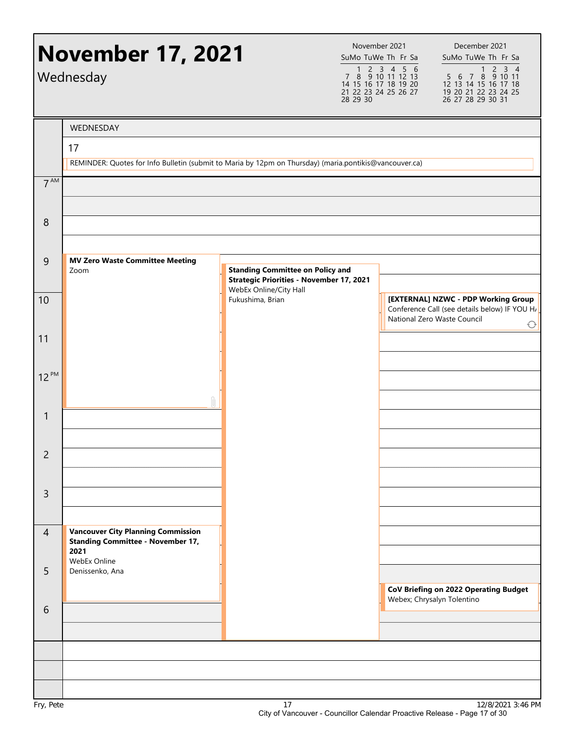# November 17, 2021

Wednesday

| November 2021 | | | | | | |
|---|---|---|---|---|---|---|
| Su | Mo | Tu | We | Th | Fr | Sa |
| | 1 | 2 | 3 | 4 | 5 | 6 |
| 7 | 8 | 9 | 10 | 11 | 12 | 13 |
| 14 | 15 | 16 | 17 | 18 | 19 | 20 |
| 21 | 22 | 23 | 24 | 25 | 26 | 27 |
| 28 | 29 | 30 | | | | |

| December 2021 | | | | | | |
|---|---|---|---|---|---|---|
| Su | Mo | Tu | We | Th | Fr | Sa |
| | | | 1 | 2 | 3 | 4 |
| 5 | 6 | 7 | 8 | 9 | 10 | 11 |
| 12 | 13 | 14 | 15 | 16 | 17 | 18 |
| 19 | 20 | 21 | 22 | 23 | 24 | 25 |
| 26 | 27 | 28 | 29 | 30 | 31 | |

WEDNESDAY

17

REMINDER: Quotes for Info Bulletin (submit to Maria by 12pm on Thursday) (maria.pontikis@vancouver.ca)

**9:00 AM – 1:00 PM — MV Zero Waste Committee Meeting**
Zoom

**9:15 AM – 7:00 PM — Standing Committee on Policy and Strategic Priorities - November 17, 2021**
WebEx Online/City Hall
Fukushima, Brian

**10:00 AM – 11:00 AM — [EXTERNAL] NZWC - PDP Working Group**
Conference Call (see details below) IF YOU H/
National Zero Waste Council

**4:00 PM – 5:45 PM — Vancouver City Planning Commission Standing Committee - November 17, 2021**
WebEx Online
Denissenko, Ana

**5:30 PM – 6:15 PM — CoV Briefing on 2022 Operating Budget**
Webex; Chrysalyn Tolentino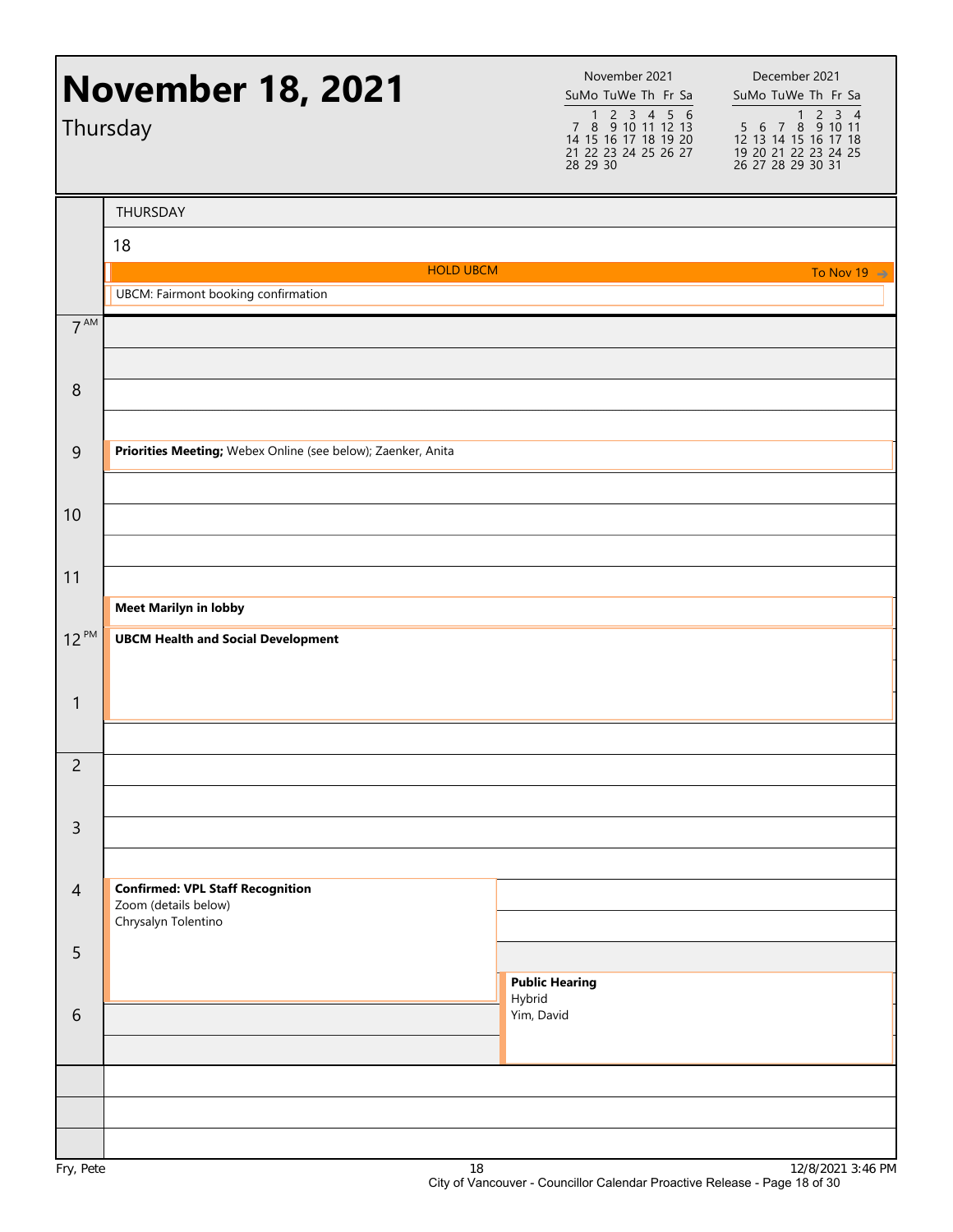# November 18, 2021

Thursday

| November 2021 | | | | | | |
|---|---|---|---|---|---|---|
| Su | Mo | Tu | We | Th | Fr | Sa |
| | 1 | 2 | 3 | 4 | 5 | 6 |
| 7 | 8 | 9 | 10 | 11 | 12 | 13 |
| 14 | 15 | 16 | 17 | 18 | 19 | 20 |
| 21 | 22 | 23 | 24 | 25 | 26 | 27 |
| 28 | 29 | 30 | | | | |

| December 2021 | | | | | | |
|---|---|---|---|---|---|---|
| Su | Mo | Tu | We | Th | Fr | Sa |
| | | | 1 | 2 | 3 | 4 |
| 5 | 6 | 7 | 8 | 9 | 10 | 11 |
| 12 | 13 | 14 | 15 | 16 | 17 | 18 |
| 19 | 20 | 21 | 22 | 23 | 24 | 25 |
| 26 | 27 | 28 | 29 | 30 | 31 | |

THURSDAY 18

- HOLD UBCM (To Nov 19)
- UBCM: Fairmont booking confirmation

| Time | Event |
|---|---|
| 7 AM | |
| 8 | |
| 9 | **Priorities Meeting;** Webex Online (see below); Zaenker, Anita |
| 10 | |
| 11 | |
| 11:30 | **Meet Marilyn in lobby** |
| 12 PM | **UBCM Health and Social Development** |
| 1 | |
| 2 | |
| 3 | |
| 4 | **Confirmed: VPL Staff Recognition** Zoom (details below) Chrysalyn Tolentino |
| 5 | |
| 5:30 | **Public Hearing** Hybrid Yim, David |
| 6 | |

Fry, Pete — 12/8/2021 3:46 PM

City of Vancouver - Councillor Calendar Proactive Release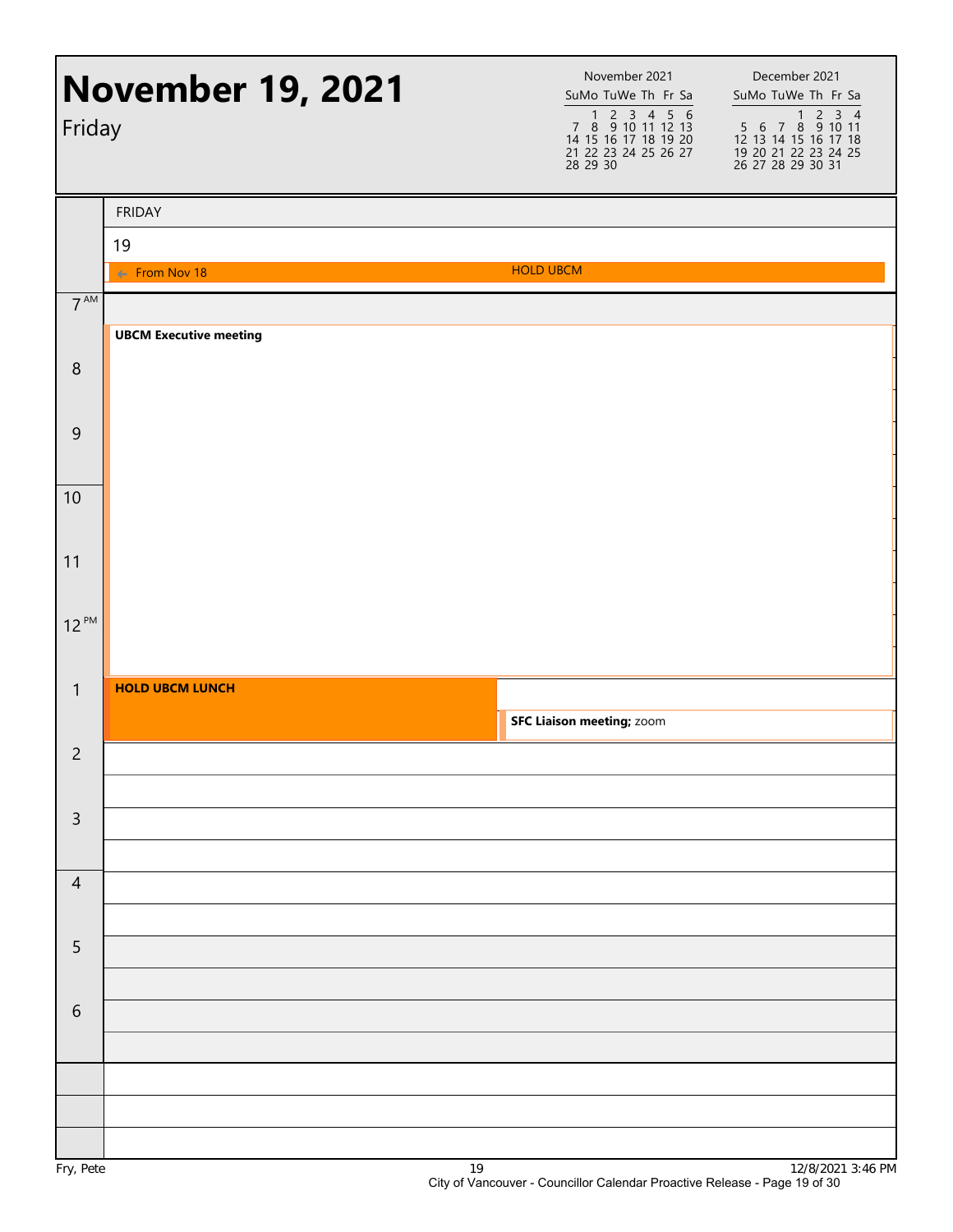# November 19, 2021

Friday

| November 2021 | | | | | | |
|---|---|---|---|---|---|---|
| Su | Mo | Tu | We | Th | Fr | Sa |
| | 1 | 2 | 3 | 4 | 5 | 6 |
| 7 | 8 | 9 | 10 | 11 | 12 | 13 |
| 14 | 15 | 16 | 17 | 18 | 19 | 20 |
| 21 | 22 | 23 | 24 | 25 | 26 | 27 |
| 28 | 29 | 30 | | | | |

| December 2021 | | | | | | |
|---|---|---|---|---|---|---|
| Su | Mo | Tu | We | Th | Fr | Sa |
| | | | 1 | 2 | 3 | 4 |
| 5 | 6 | 7 | 8 | 9 | 10 | 11 |
| 12 | 13 | 14 | 15 | 16 | 17 | 18 |
| 19 | 20 | 21 | 22 | 23 | 24 | 25 |
| 26 | 27 | 28 | 29 | 30 | 31 | |

FRIDAY

19

← From Nov 18 — HOLD UBCM

| Time | Event |
|---|---|
| 7 AM – 12:30 PM | **UBCM Executive meeting** |
| 1 PM – 2 PM | **HOLD UBCM LUNCH** |
| 1:30 PM – 2 PM | **SFC Liaison meeting;** zoom |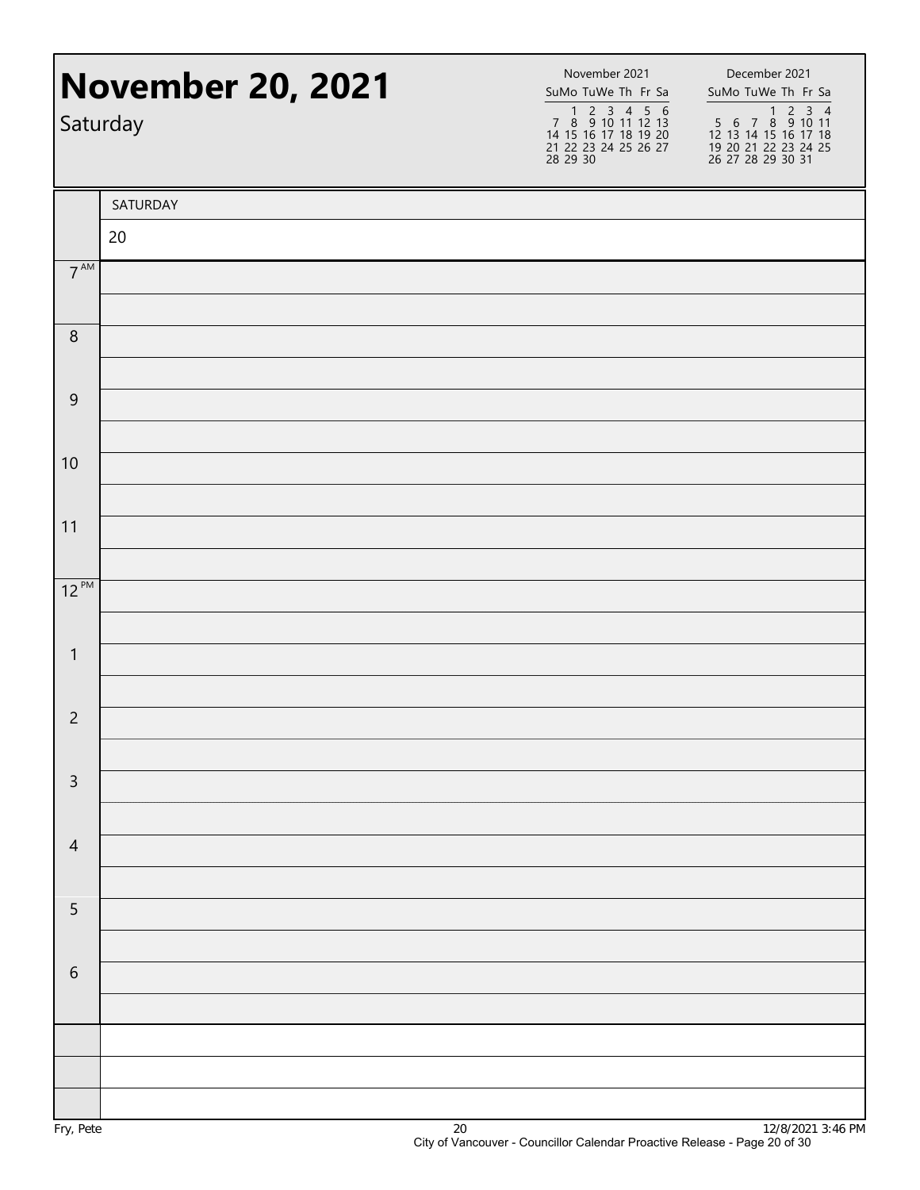# November 20, 2021

Saturday

| November 2021 | | | | | | |
|---|---|---|---|---|---|---|
| Su | Mo | Tu | We | Th | Fr | Sa |
| | 1 | 2 | 3 | 4 | 5 | 6 |
| 7 | 8 | 9 | 10 | 11 | 12 | 13 |
| 14 | 15 | 16 | 17 | 18 | 19 | 20 |
| 21 | 22 | 23 | 24 | 25 | 26 | 27 |
| 28 | 29 | 30 | | | | |

| December 2021 | | | | | | |
|---|---|---|---|---|---|---|
| Su | Mo | Tu | We | Th | Fr | Sa |
| | | | 1 | 2 | 3 | 4 |
| 5 | 6 | 7 | 8 | 9 | 10 | 11 |
| 12 | 13 | 14 | 15 | 16 | 17 | 18 |
| 19 | 20 | 21 | 22 | 23 | 24 | 25 |
| 26 | 27 | 28 | 29 | 30 | 31 | |

| | SATURDAY |
|---|---|
| | 20 |
| 7 AM | |
| 8 | |
| 9 | |
| 10 | |
| 11 | |
| 12 PM | |
| 1 | |
| 2 | |
| 3 | |
| 4 | |
| 5 | |
| 6 | |

Fry, Pete

12/8/2021 3:46 PM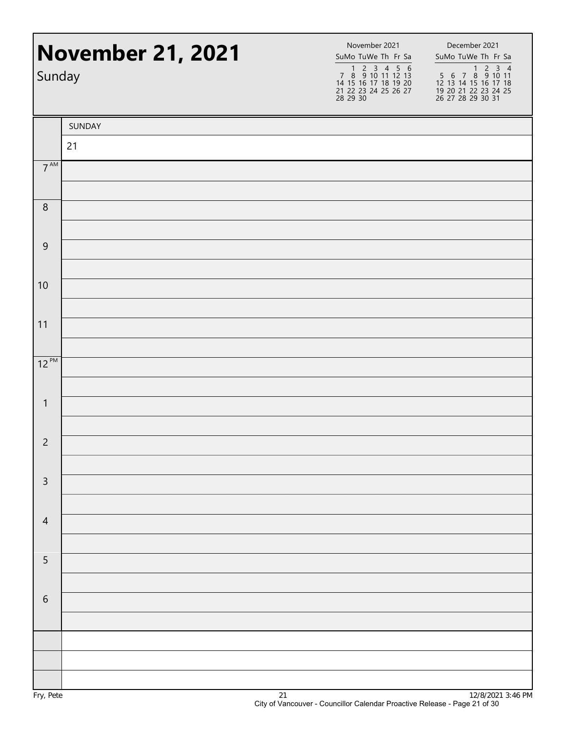# November 21, 2021

Sunday

| November 2021 | | | | | | |
|---|---|---|---|---|---|---|
| Su | Mo | Tu | We | Th | Fr | Sa |
| | 1 | 2 | 3 | 4 | 5 | 6 |
| 7 | 8 | 9 | 10 | 11 | 12 | 13 |
| 14 | 15 | 16 | 17 | 18 | 19 | 20 |
| 21 | 22 | 23 | 24 | 25 | 26 | 27 |
| 28 | 29 | 30 | | | | |

| December 2021 | | | | | | |
|---|---|---|---|---|---|---|
| Su | Mo | Tu | We | Th | Fr | Sa |
| | | | 1 | 2 | 3 | 4 |
| 5 | 6 | 7 | 8 | 9 | 10 | 11 |
| 12 | 13 | 14 | 15 | 16 | 17 | 18 |
| 19 | 20 | 21 | 22 | 23 | 24 | 25 |
| 26 | 27 | 28 | 29 | 30 | 31 | |

| | SUNDAY |
|---|---|
| | 21 |
| 7 AM | |
| 8 | |
| 9 | |
| 10 | |
| 11 | |
| 12 PM | |
| 1 | |
| 2 | |
| 3 | |
| 4 | |
| 5 | |
| 6 | |

Fry, Pete | 21 | 12/8/2021 3:46 PM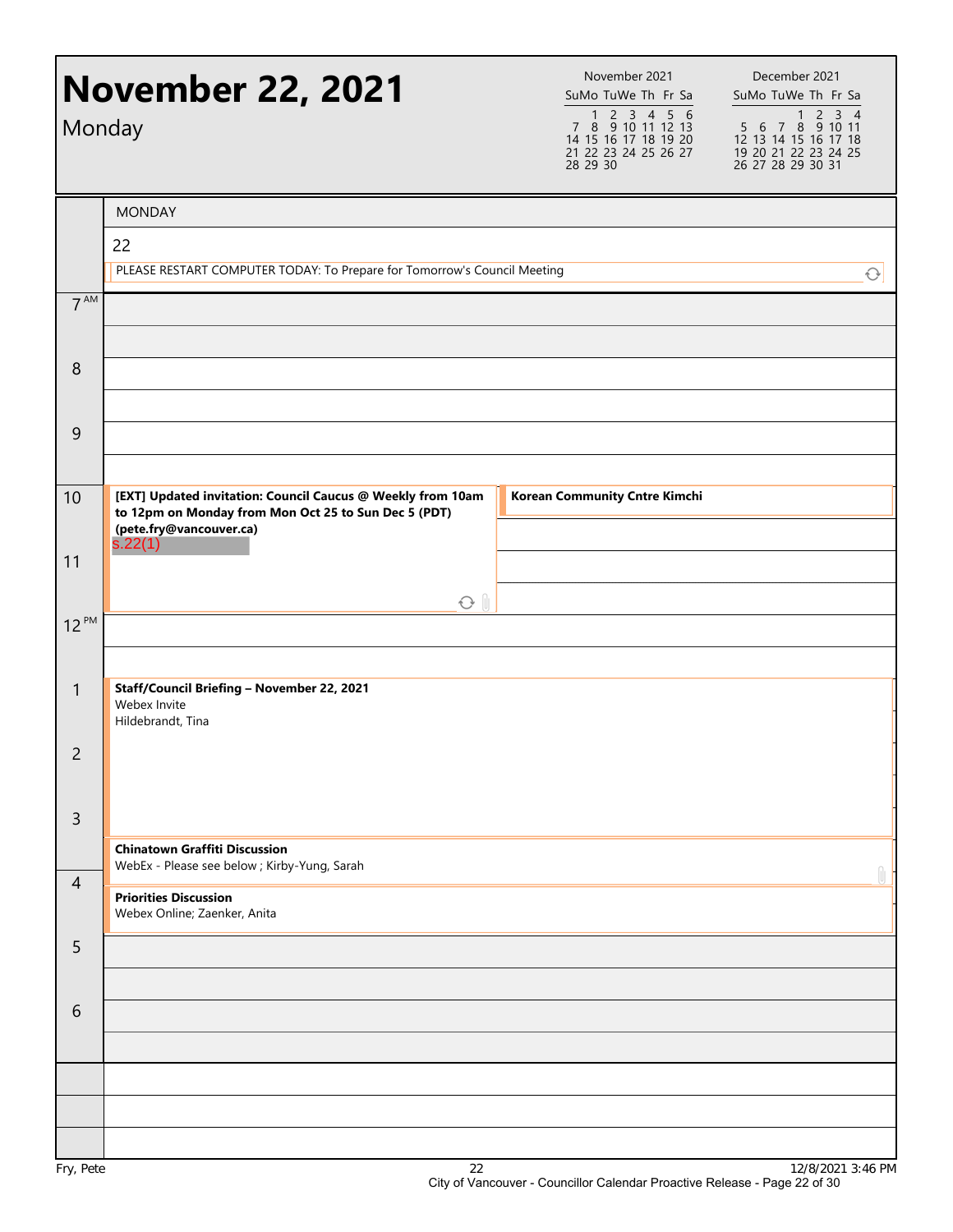# November 22, 2021

Monday

| November 2021 | | | | | | |
|---|---|---|---|---|---|---|
| Su | Mo | Tu | We | Th | Fr | Sa |
| | 1 | 2 | 3 | 4 | 5 | 6 |
| 7 | 8 | 9 | 10 | 11 | 12 | 13 |
| 14 | 15 | 16 | 17 | 18 | 19 | 20 |
| 21 | 22 | 23 | 24 | 25 | 26 | 27 |
| 28 | 29 | 30 | | | | |

| December 2021 | | | | | | |
|---|---|---|---|---|---|---|
| Su | Mo | Tu | We | Th | Fr | Sa |
| | | | 1 | 2 | 3 | 4 |
| 5 | 6 | 7 | 8 | 9 | 10 | 11 |
| 12 | 13 | 14 | 15 | 16 | 17 | 18 |
| 19 | 20 | 21 | 22 | 23 | 24 | 25 |
| 26 | 27 | 28 | 29 | 30 | 31 | |

MONDAY

22

PLEASE RESTART COMPUTER TODAY: To Prepare for Tomorrow's Council Meeting

| Time | Event |
|---|---|
| 7 AM | |
| 8 | |
| 9 | |
| 10 | **[EXT] Updated invitation: Council Caucus @ Weekly from 10am to 12pm on Monday from Mon Oct 25 to Sun Dec 5 (PDT) (pete.fry@vancouver.ca)** s.22(1) |
| 10 | **Korean Community Cntre Kimchi** |
| 11 | |
| 12 PM | |
| 1 | **Staff/Council Briefing – November 22, 2021** Webex Invite Hildebrandt, Tina |
| 2 | |
| 3 | |
| 3:30 | **Chinatown Graffiti Discussion** WebEx - Please see below ; Kirby-Yung, Sarah |
| 4 | **Priorities Discussion** Webex Online; Zaenker, Anita |
| 5 | |
| 6 | |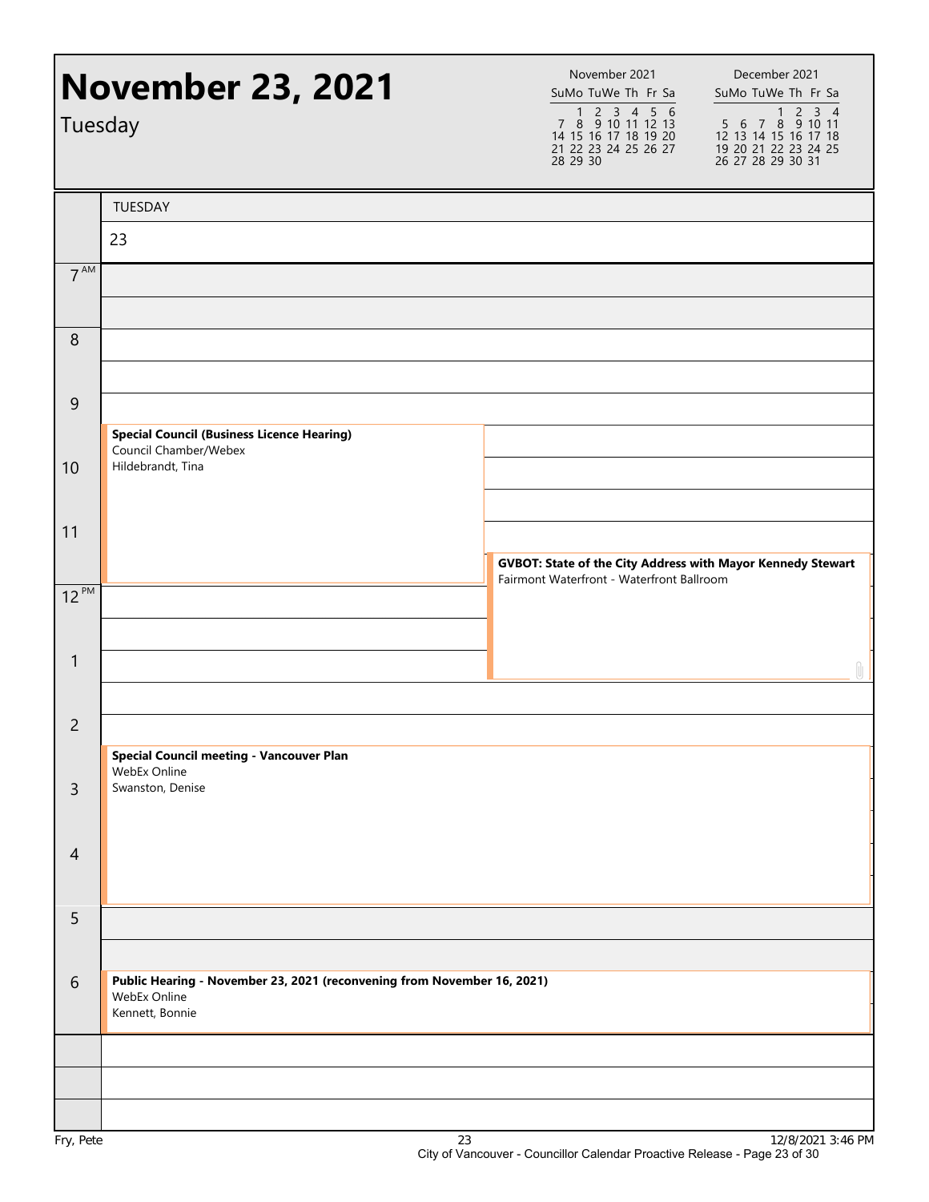# November 23, 2021

Tuesday

**November 2021**

| Su | Mo | Tu | We | Th | Fr | Sa |
|---|---|---|---|---|---|---|
| | 1 | 2 | 3 | 4 | 5 | 6 |
| 7 | 8 | 9 | 10 | 11 | 12 | 13 |
| 14 | 15 | 16 | 17 | 18 | 19 | 20 |
| 21 | 22 | 23 | 24 | 25 | 26 | 27 |
| 28 | 29 | 30 | | | | |

**December 2021**

| Su | Mo | Tu | We | Th | Fr | Sa |
|---|---|---|---|---|---|---|
| | | | 1 | 2 | 3 | 4 |
| 5 | 6 | 7 | 8 | 9 | 10 | 11 |
| 12 | 13 | 14 | 15 | 16 | 17 | 18 |
| 19 | 20 | 21 | 22 | 23 | 24 | 25 |
| 26 | 27 | 28 | 29 | 30 | 31 | |

## TUESDAY 23

| Time | Event |
|---|---|
| 7 AM | |
| 8 | |
| 9 | |
| 9:30 | **Special Council (Business Licence Hearing)**<br>Council Chamber/Webex<br>Hildebrandt, Tina |
| 11:30 | **GVBOT: State of the City Address with Mayor Kennedy Stewart**<br>Fairmont Waterfront - Waterfront Ballroom |
| 2:30 | **Special Council meeting - Vancouver Plan**<br>WebEx Online<br>Swanston, Denise |
| 5 | |
| 6 | **Public Hearing - November 23, 2021 (reconvening from November 16, 2021)**<br>WebEx Online<br>Kennett, Bonnie |

Fry, Pete

12/8/2021 3:46 PM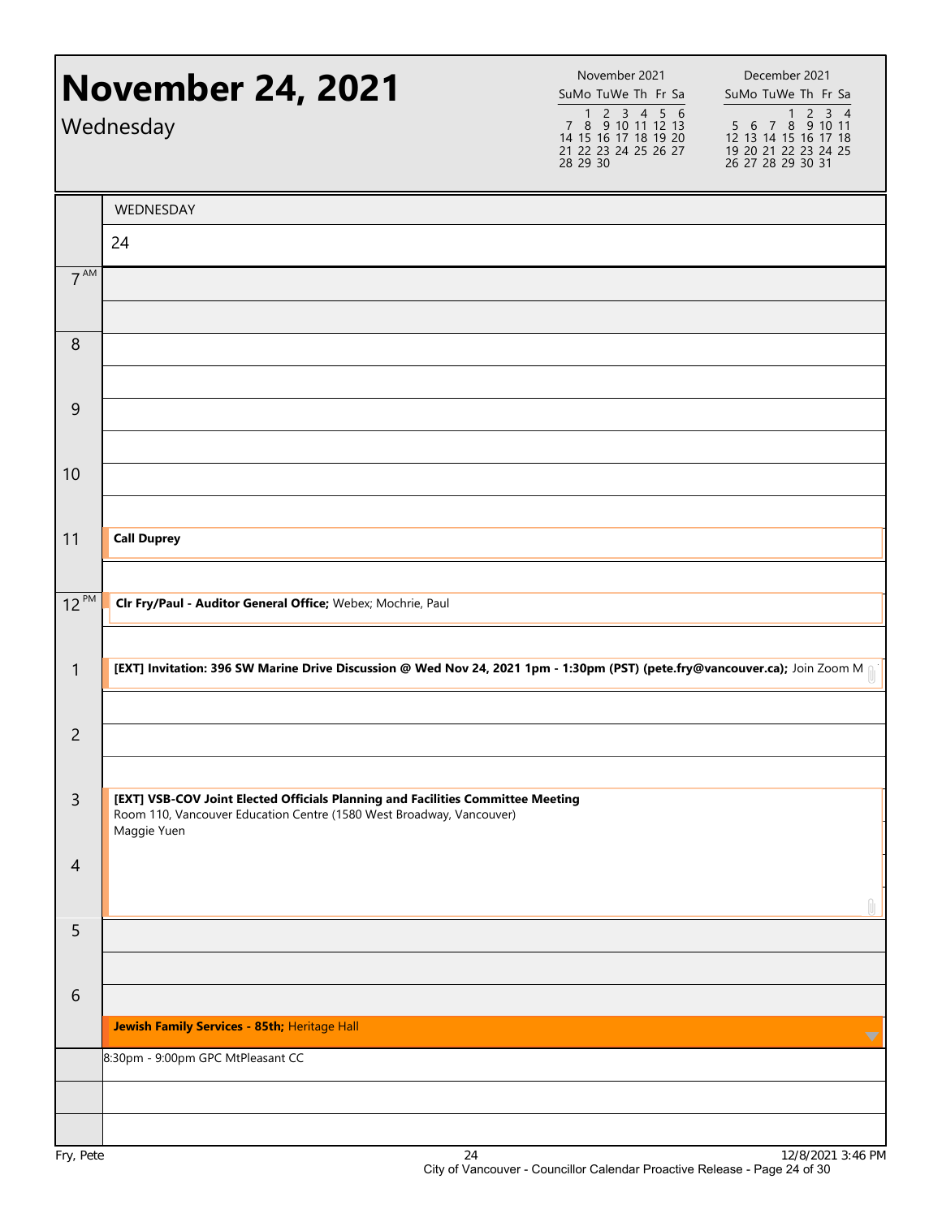# November 24, 2021

Wednesday

| November 2021 | | | | | | |
|---|---|---|---|---|---|---|
| Su | Mo | Tu | We | Th | Fr | Sa |
| | 1 | 2 | 3 | 4 | 5 | 6 |
| 7 | 8 | 9 | 10 | 11 | 12 | 13 |
| 14 | 15 | 16 | 17 | 18 | 19 | 20 |
| 21 | 22 | 23 | 24 | 25 | 26 | 27 |
| 28 | 29 | 30 | | | | |

| December 2021 | | | | | | |
|---|---|---|---|---|---|---|
| Su | Mo | Tu | We | Th | Fr | Sa |
| | | | 1 | 2 | 3 | 4 |
| 5 | 6 | 7 | 8 | 9 | 10 | 11 |
| 12 | 13 | 14 | 15 | 16 | 17 | 18 |
| 19 | 20 | 21 | 22 | 23 | 24 | 25 |
| 26 | 27 | 28 | 29 | 30 | 31 | |

| Time | WEDNESDAY 24 |
|---|---|
| 7 AM | |
| 8 | |
| 9 | |
| 10 | |
| 11 | **Call Duprey** |
| 12 PM | **Clr Fry/Paul - Auditor General Office;** Webex; Mochrie, Paul |
| 1 | **[EXT] Invitation: 396 SW Marine Drive Discussion @ Wed Nov 24, 2021 1pm - 1:30pm (PST) (pete.fry@vancouver.ca);** Join Zoom M |
| 2 | |
| 3 | **[EXT] VSB-COV Joint Elected Officials Planning and Facilities Committee Meeting** Room 110, Vancouver Education Centre (1580 West Broadway, Vancouver) Maggie Yuen |
| 4 | |
| 5 | |
| 6 | **Jewish Family Services - 85th;** Heritage Hall |
| | 8:30pm - 9:00pm GPC MtPleasant CC |

Fry, Pete

12/8/2021 3:46 PM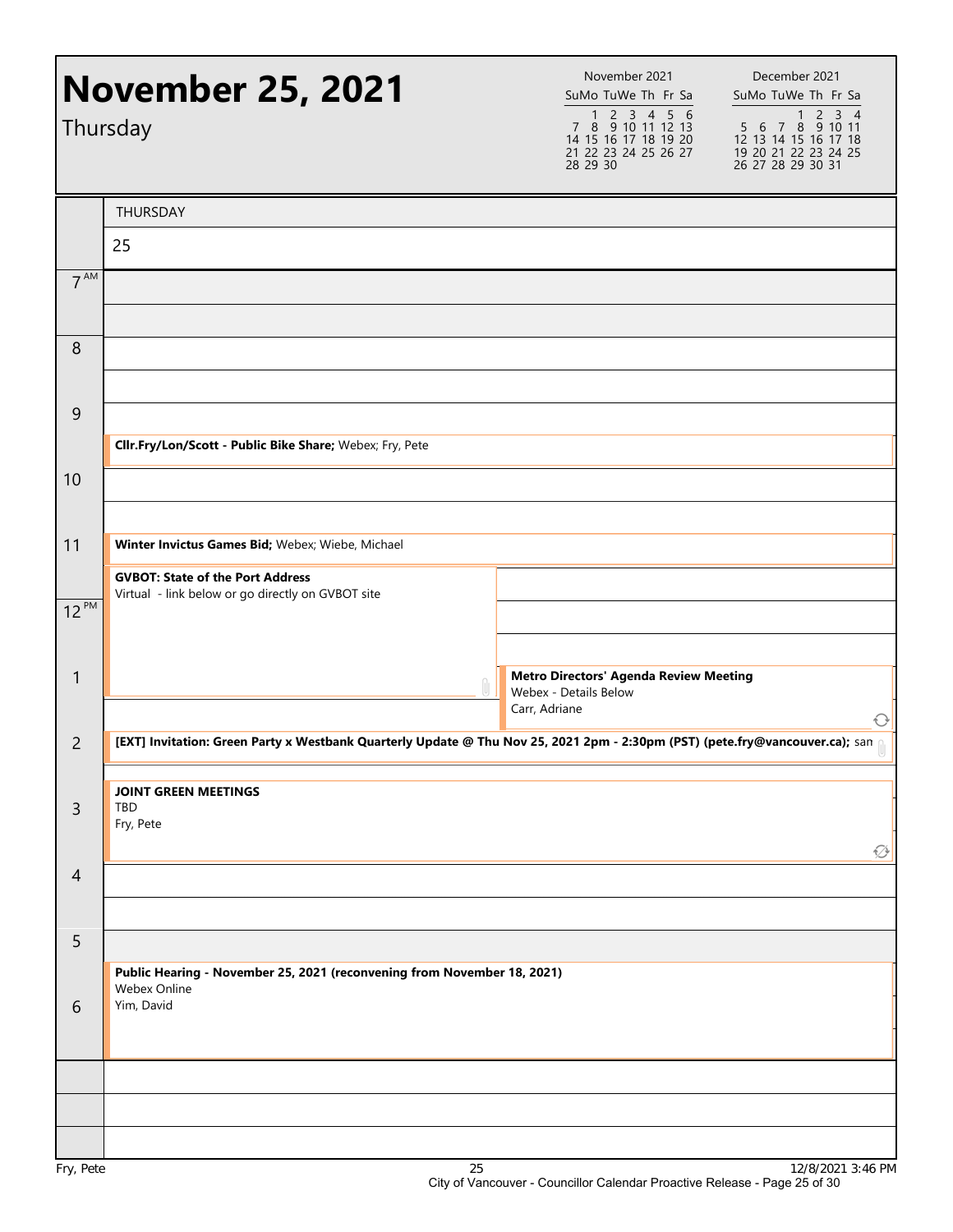# November 25, 2021

Thursday

| November 2021 | | | | | | |
|---|---|---|---|---|---|---|
| Su | Mo | Tu | We | Th | Fr | Sa |
| | 1 | 2 | 3 | 4 | 5 | 6 |
| 7 | 8 | 9 | 10 | 11 | 12 | 13 |
| 14 | 15 | 16 | 17 | 18 | 19 | 20 |
| 21 | 22 | 23 | 24 | 25 | 26 | 27 |
| 28 | 29 | 30 | | | | |

| December 2021 | | | | | | |
|---|---|---|---|---|---|---|
| Su | Mo | Tu | We | Th | Fr | Sa |
| | | | 1 | 2 | 3 | 4 |
| 5 | 6 | 7 | 8 | 9 | 10 | 11 |
| 12 | 13 | 14 | 15 | 16 | 17 | 18 |
| 19 | 20 | 21 | 22 | 23 | 24 | 25 |
| 26 | 27 | 28 | 29 | 30 | 31 | |

THURSDAY 25

| Time | Event |
|---|---|
| 7 AM | |
| 8 | |
| 9 | |
| 9:30 | **Cllr.Fry/Lon/Scott - Public Bike Share;** Webex; Fry, Pete |
| 10 | |
| 11 | **Winter Invictus Games Bid;** Webex; Wiebe, Michael |
| 11:30 | **GVBOT: State of the Port Address** Virtual - link below or go directly on GVBOT site |
| 12 PM | |
| 1 | **Metro Directors' Agenda Review Meeting** Webex - Details Below Carr, Adriane |
| 2 | **[EXT] Invitation: Green Party x Westbank Quarterly Update @ Thu Nov 25, 2021 2pm - 2:30pm (PST) (pete.fry@vancouver.ca);** san |
| 3 | **JOINT GREEN MEETINGS** TBD Fry, Pete |
| 4 | |
| 5 | |
| 5:30 | **Public Hearing - November 25, 2021 (reconvening from November 18, 2021)** Webex Online Yim, David |
| 6 | |

Fry, Pete

12/8/2021 3:46 PM

City of Vancouver - Councillor Calendar Proactive Release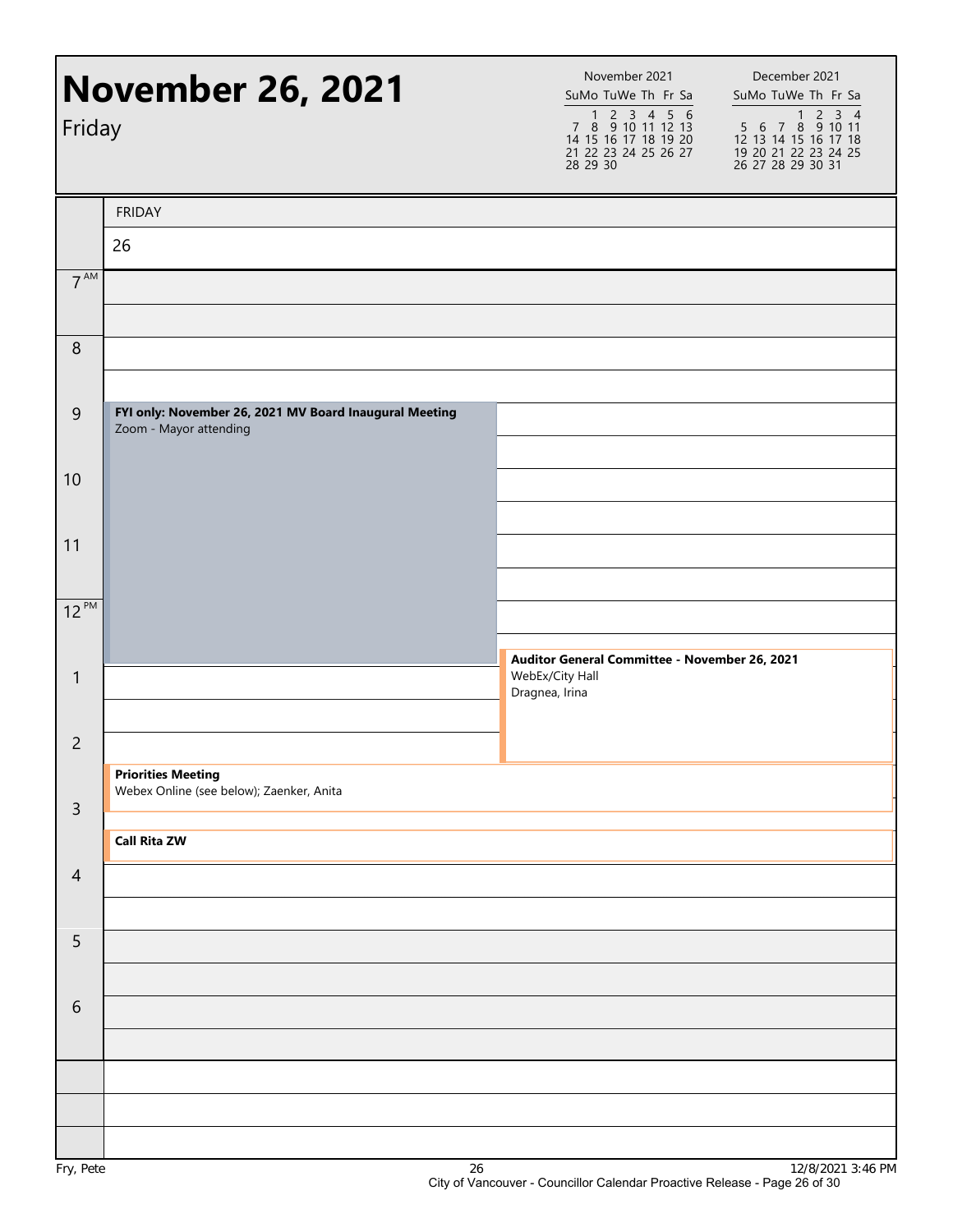# November 26, 2021

Friday

| November 2021 | | | | | | |
|---|---|---|---|---|---|---|
| Su | Mo | Tu | We | Th | Fr | Sa |
| | 1 | 2 | 3 | 4 | 5 | 6 |
| 7 | 8 | 9 | 10 | 11 | 12 | 13 |
| 14 | 15 | 16 | 17 | 18 | 19 | 20 |
| 21 | 22 | 23 | 24 | 25 | 26 | 27 |
| 28 | 29 | 30 | | | | |

| December 2021 | | | | | | |
|---|---|---|---|---|---|---|
| Su | Mo | Tu | We | Th | Fr | Sa |
| | | | 1 | 2 | 3 | 4 |
| 5 | 6 | 7 | 8 | 9 | 10 | 11 |
| 12 | 13 | 14 | 15 | 16 | 17 | 18 |
| 19 | 20 | 21 | 22 | 23 | 24 | 25 |
| 26 | 27 | 28 | 29 | 30 | 31 | |

FRIDAY

26

| Time | Event |
|---|---|
| 7 AM | |
| 8 | |
| 9 | **FYI only: November 26, 2021 MV Board Inaugural Meeting** Zoom - Mayor attending |
| 10 | |
| 11 | |
| 12 PM | |
| 1 | **Auditor General Committee - November 26, 2021** WebEx/City Hall Dragnea, Irina |
| 2 | |
| 2:30 | **Priorities Meeting** Webex Online (see below); Zaenker, Anita |
| 3:30 | **Call Rita ZW** |
| 4 | |
| 5 | |
| 6 | |

Fry, Pete

12/8/2021 3:46 PM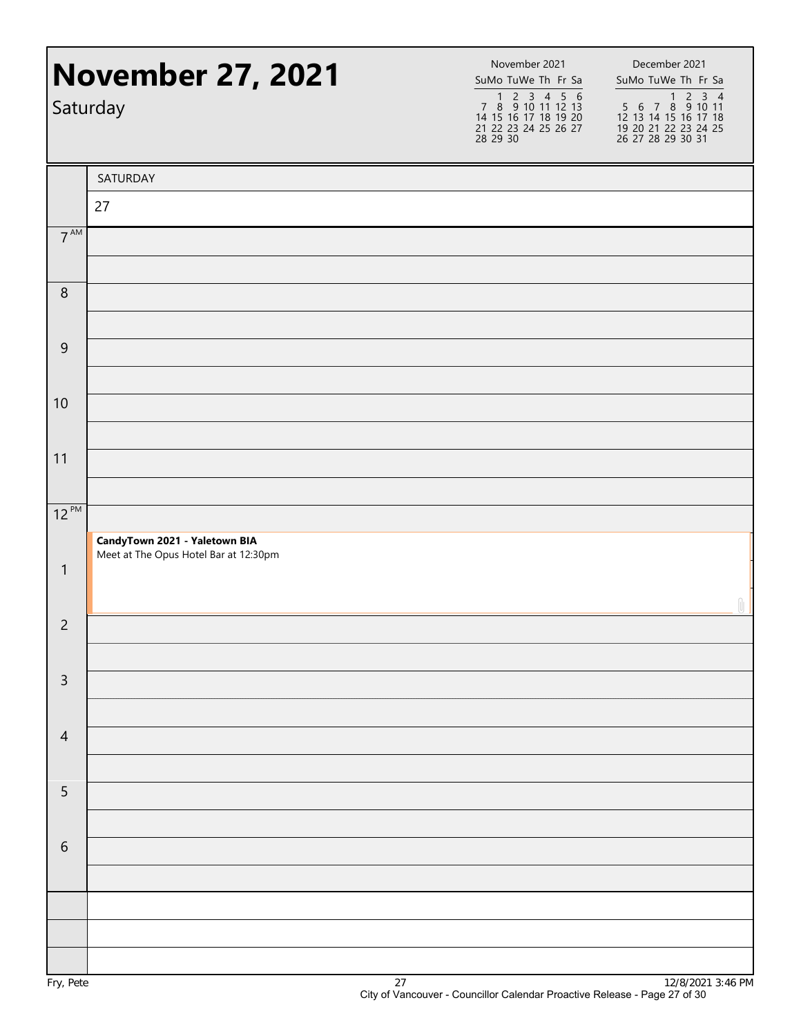# November 27, 2021

Saturday

| November 2021 | | | | | | |
|---|---|---|---|---|---|---|
| Su | Mo | Tu | We | Th | Fr | Sa |
| | 1 | 2 | 3 | 4 | 5 | 6 |
| 7 | 8 | 9 | 10 | 11 | 12 | 13 |
| 14 | 15 | 16 | 17 | 18 | 19 | 20 |
| 21 | 22 | 23 | 24 | 25 | 26 | 27 |
| 28 | 29 | 30 | | | | |

| December 2021 | | | | | | |
|---|---|---|---|---|---|---|
| Su | Mo | Tu | We | Th | Fr | Sa |
| | | | 1 | 2 | 3 | 4 |
| 5 | 6 | 7 | 8 | 9 | 10 | 11 |
| 12 | 13 | 14 | 15 | 16 | 17 | 18 |
| 19 | 20 | 21 | 22 | 23 | 24 | 25 |
| 26 | 27 | 28 | 29 | 30 | 31 | |

| | SATURDAY 27 |
|---|---|
| 7 AM | |
| 8 | |
| 9 | |
| 10 | |
| 11 | |
| 12 PM | **CandyTown 2021 - Yaletown BIA** Meet at The Opus Hotel Bar at 12:30pm |
| 1 | |
| 2 | |
| 3 | |
| 4 | |
| 5 | |
| 6 | |

Fry, Pete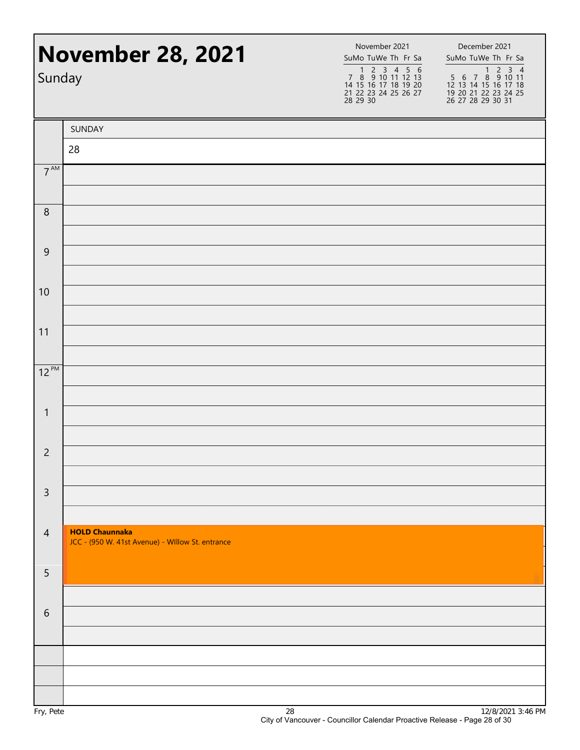# November 28, 2021

Sunday

| November 2021 | | | | | | |
|---|---|---|---|---|---|---|
| Su | Mo | Tu | We | Th | Fr | Sa |
| | 1 | 2 | 3 | 4 | 5 | 6 |
| 7 | 8 | 9 | 10 | 11 | 12 | 13 |
| 14 | 15 | 16 | 17 | 18 | 19 | 20 |
| 21 | 22 | 23 | 24 | 25 | 26 | 27 |
| 28 | 29 | 30 | | | | |

| December 2021 | | | | | | |
|---|---|---|---|---|---|---|
| Su | Mo | Tu | We | Th | Fr | Sa |
| | | | 1 | 2 | 3 | 4 |
| 5 | 6 | 7 | 8 | 9 | 10 | 11 |
| 12 | 13 | 14 | 15 | 16 | 17 | 18 |
| 19 | 20 | 21 | 22 | 23 | 24 | 25 |
| 26 | 27 | 28 | 29 | 30 | 31 | |

| | SUNDAY 28 |
|---|---|
| 7 AM | |
| 8 | |
| 9 | |
| 10 | |
| 11 | |
| 12 PM | |
| 1 | |
| 2 | |
| 3 | |
| 4 | **HOLD Chaunnaka** JCC - (950 W. 41st Avenue) - WIllow St. entrance |
| 5 | |
| 6 | |

Fry, Pete

12/8/2021 3:46 PM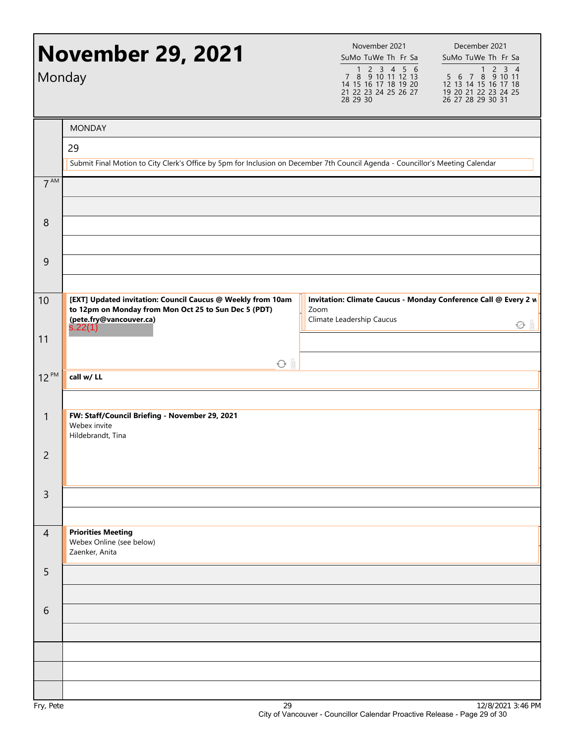# November 29, 2021

Monday

| November 2021 | | | | | | |
|---|---|---|---|---|---|---|
| Su | Mo | Tu | We | Th | Fr | Sa |
| | 1 | 2 | 3 | 4 | 5 | 6 |
| 7 | 8 | 9 | 10 | 11 | 12 | 13 |
| 14 | 15 | 16 | 17 | 18 | 19 | 20 |
| 21 | 22 | 23 | 24 | 25 | 26 | 27 |
| 28 | 29 | 30 | | | | |

| December 2021 | | | | | | |
|---|---|---|---|---|---|---|
| Su | Mo | Tu | We | Th | Fr | Sa |
| | | | 1 | 2 | 3 | 4 |
| 5 | 6 | 7 | 8 | 9 | 10 | 11 |
| 12 | 13 | 14 | 15 | 16 | 17 | 18 |
| 19 | 20 | 21 | 22 | 23 | 24 | 25 |
| 26 | 27 | 28 | 29 | 30 | 31 | |

MONDAY

29

Submit Final Motion to City Clerk's Office by 5pm for Inclusion on December 7th Council Agenda - Councillor's Meeting Calendar

| Time | Event |
|---|---|
| 7 AM | |
| 8 | |
| 9 | |
| 10 | **[EXT] Updated invitation: Council Caucus @ Weekly from 10am to 12pm on Monday from Mon Oct 25 to Sun Dec 5 (PDT) (pete.fry@vancouver.ca)** s.22(1) |
| 10 | **Invitation: Climate Caucus - Monday Conference Call @ Every 2 w** Zoom Climate Leadership Caucus |
| 11 | |
| 12 PM | **call w/ LL** |
| 1 | **FW: Staff/Council Briefing - November 29, 2021** Webex invite Hildebrandt, Tina |
| 2 | |
| 3 | |
| 4 | **Priorities Meeting** Webex Online (see below) Zaenker, Anita |
| 5 | |
| 6 | |

Fry, Pete

12/8/2021 3:46 PM

City of Vancouver - Councillor Calendar Proactive Release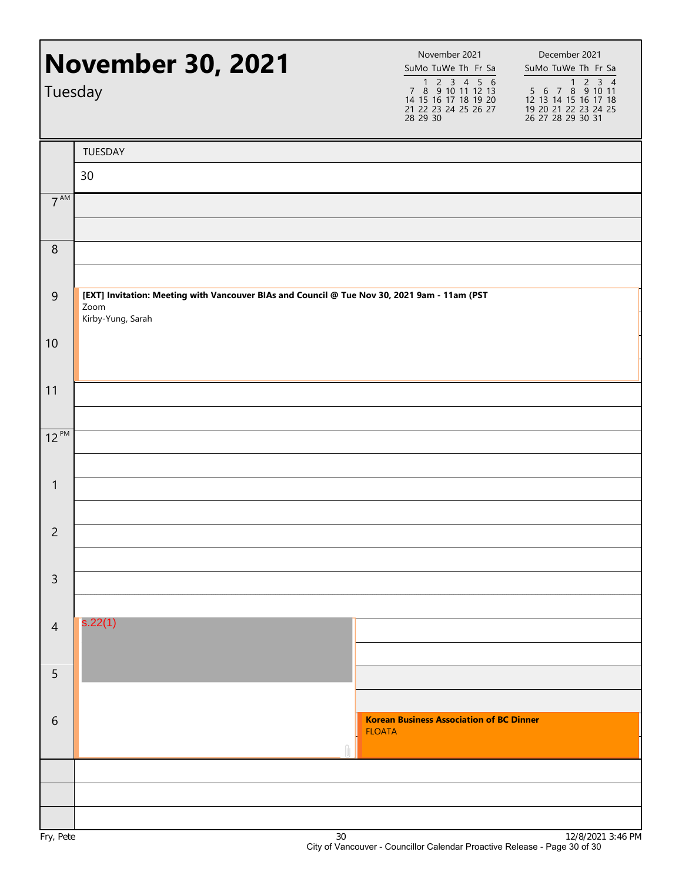# November 30, 2021

Tuesday

| November 2021 | | | | | | |
|---|---|---|---|---|---|---|
| Su | Mo | Tu | We | Th | Fr | Sa |
| | 1 | 2 | 3 | 4 | 5 | 6 |
| 7 | 8 | 9 | 10 | 11 | 12 | 13 |
| 14 | 15 | 16 | 17 | 18 | 19 | 20 |
| 21 | 22 | 23 | 24 | 25 | 26 | 27 |
| 28 | 29 | 30 | | | | |

| December 2021 | | | | | | |
|---|---|---|---|---|---|---|
| Su | Mo | Tu | We | Th | Fr | Sa |
| | | | 1 | 2 | 3 | 4 |
| 5 | 6 | 7 | 8 | 9 | 10 | 11 |
| 12 | 13 | 14 | 15 | 16 | 17 | 18 |
| 19 | 20 | 21 | 22 | 23 | 24 | 25 |
| 26 | 27 | 28 | 29 | 30 | 31 | |

TUESDAY

30

| Time | Event |
|---|---|
| 7 AM | |
| 8 | |
| 9 | **[EXT] Invitation: Meeting with Vancouver BIAs and Council @ Tue Nov 30, 2021 9am - 11am (PST** Zoom Kirby-Yung, Sarah |
| 10 | |
| 11 | |
| 12 PM | |
| 1 | |
| 2 | |
| 3 | |
| 4 | s.22(1) |
| 5 | |
| 6 | **Korean Business Association of BC Dinner** FLOATA |